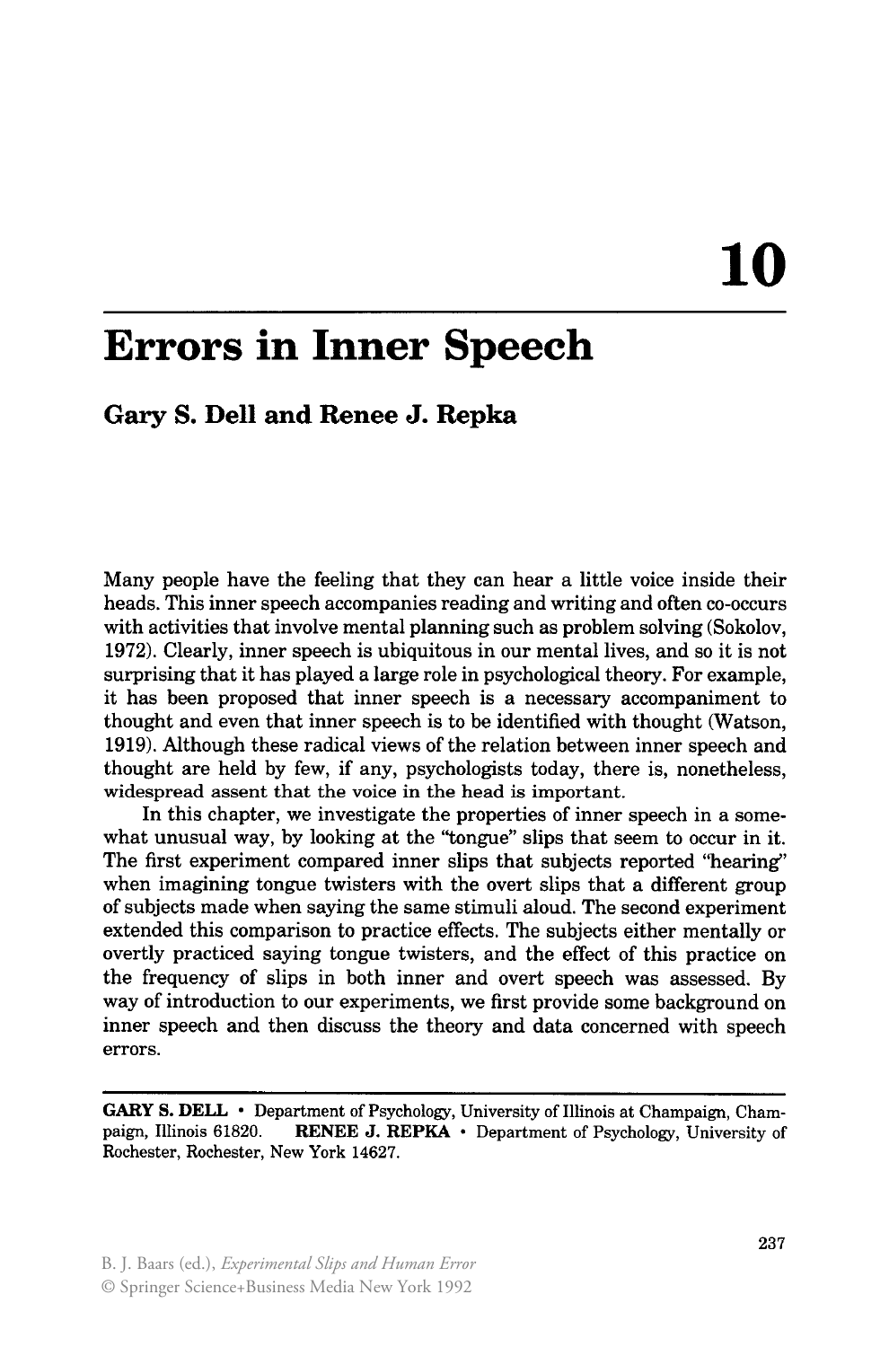# 10

# Errors in Inner Speech

## Gary S. Dell and Renee J. Repka

Many people have the feeling that they can hear a little voice inside their heads. This inner speech accompanies reading and writing and often co-occurs with activities that involve mental planning such as problem solving (Sokolov, 1972). Clearly, inner speech is ubiquitous in our mental lives, and so it is not surprising that it has played a large role in psychological theory. For example, it has been proposed that inner speech is a necessary accompaniment to thought and even that inner speech is to be identified with thought (Watson, 1919). Although these radical views of the relation between inner speech and thought are held by few, if any, psychologists today, there is, nonetheless, widespread assent that the voice in the head is important.

In this chapter, we investigate the properties of inner speech in a somewhat unusual way, by looking at the "tongue" slips that seem to occur in it. The first experiment compared inner slips that subjects reported "hearing" when imagining tongue twisters with the overt slips that a different group of subjects made when saying the same stimuli aloud. The second experiment extended this comparison to practice effects. The subjects either mentally or overtly practiced saying tongue twisters, and the effect of this practice on the frequency of slips in both inner and overt speech was assessed. By way of introduction to our experiments, we first provide some background on inner speech and then discuss the theory and data concerned with speech errors.

---

**GARY S. DELL** • Department of Psychology, University of Illinois at Champaign, Champaign, Illinois 61820. **RENEE J. REPKA** • Department of Psychology, University of Rochester, Rochester, New York 14627.

B. J. Baars (ed.), *Experimental Slips and Human Error*
© Springer Science+Business Media New York 1992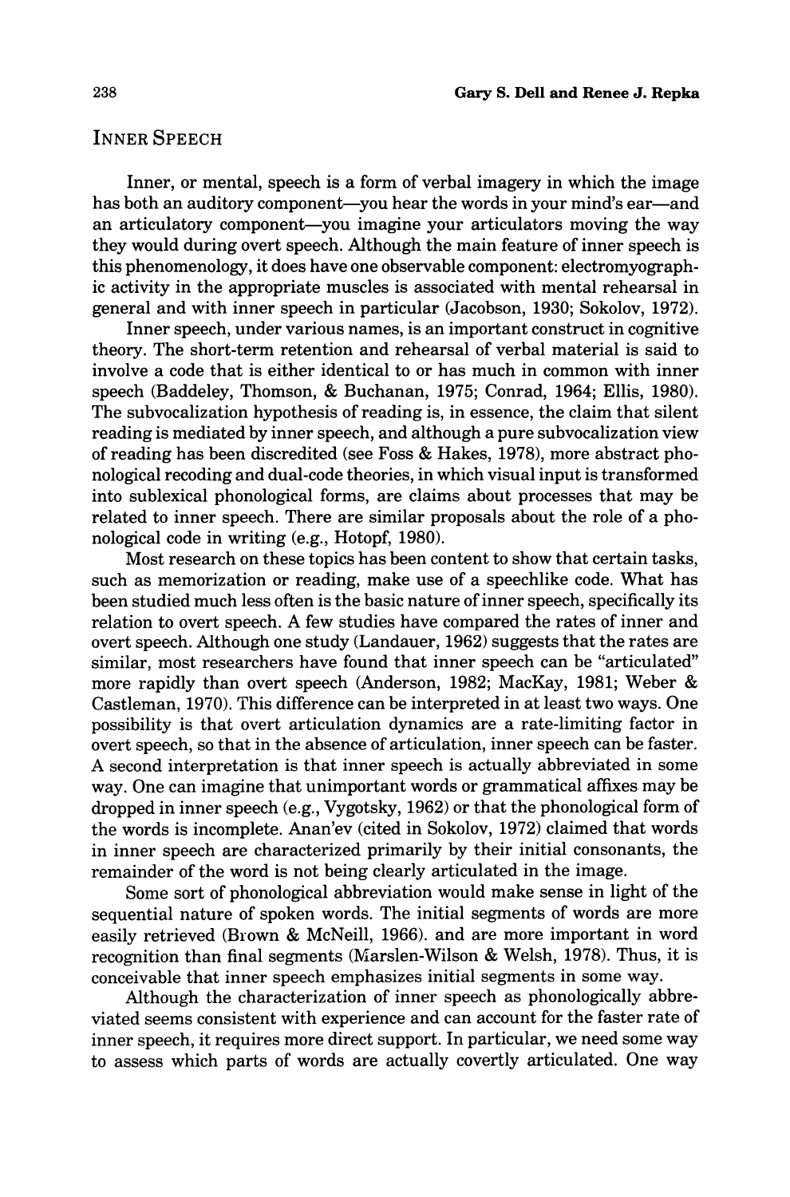## INNER SPEECH

Inner, or mental, speech is a form of verbal imagery in which the image has both an auditory component—you hear the words in your mind's ear—and an articulatory component—you imagine your articulators moving the way they would during overt speech. Although the main feature of inner speech is this phenomenology, it does have one observable component: electromyographic activity in the appropriate muscles is associated with mental rehearsal in general and with inner speech in particular (Jacobson, 1930; Sokolov, 1972).

Inner speech, under various names, is an important construct in cognitive theory. The short-term retention and rehearsal of verbal material is said to involve a code that is either identical to or has much in common with inner speech (Baddeley, Thomson, & Buchanan, 1975; Conrad, 1964; Ellis, 1980). The subvocalization hypothesis of reading is, in essence, the claim that silent reading is mediated by inner speech, and although a pure subvocalization view of reading has been discredited (see Foss & Hakes, 1978), more abstract phonological recoding and dual-code theories, in which visual input is transformed into sublexical phonological forms, are claims about processes that may be related to inner speech. There are similar proposals about the role of a phonological code in writing (e.g., Hotopf, 1980).

Most research on these topics has been content to show that certain tasks, such as memorization or reading, make use of a speechlike code. What has been studied much less often is the basic nature of inner speech, specifically its relation to overt speech. A few studies have compared the rates of inner and overt speech. Although one study (Landauer, 1962) suggests that the rates are similar, most researchers have found that inner speech can be "articulated" more rapidly than overt speech (Anderson, 1982; MacKay, 1981; Weber & Castleman, 1970). This difference can be interpreted in at least two ways. One possibility is that overt articulation dynamics are a rate-limiting factor in overt speech, so that in the absence of articulation, inner speech can be faster. A second interpretation is that inner speech is actually abbreviated in some way. One can imagine that unimportant words or grammatical affixes may be dropped in inner speech (e.g., Vygotsky, 1962) or that the phonological form of the words is incomplete. Anan'ev (cited in Sokolov, 1972) claimed that words in inner speech are characterized primarily by their initial consonants, the remainder of the word is not being clearly articulated in the image.

Some sort of phonological abbreviation would make sense in light of the sequential nature of spoken words. The initial segments of words are more easily retrieved (Brown & McNeill, 1966). and are more important in word recognition than final segments (Marslen-Wilson & Welsh, 1978). Thus, it is conceivable that inner speech emphasizes initial segments in some way.

Although the characterization of inner speech as phonologically abbreviated seems consistent with experience and can account for the faster rate of inner speech, it requires more direct support. In particular, we need some way to assess which parts of words are actually covertly articulated. One way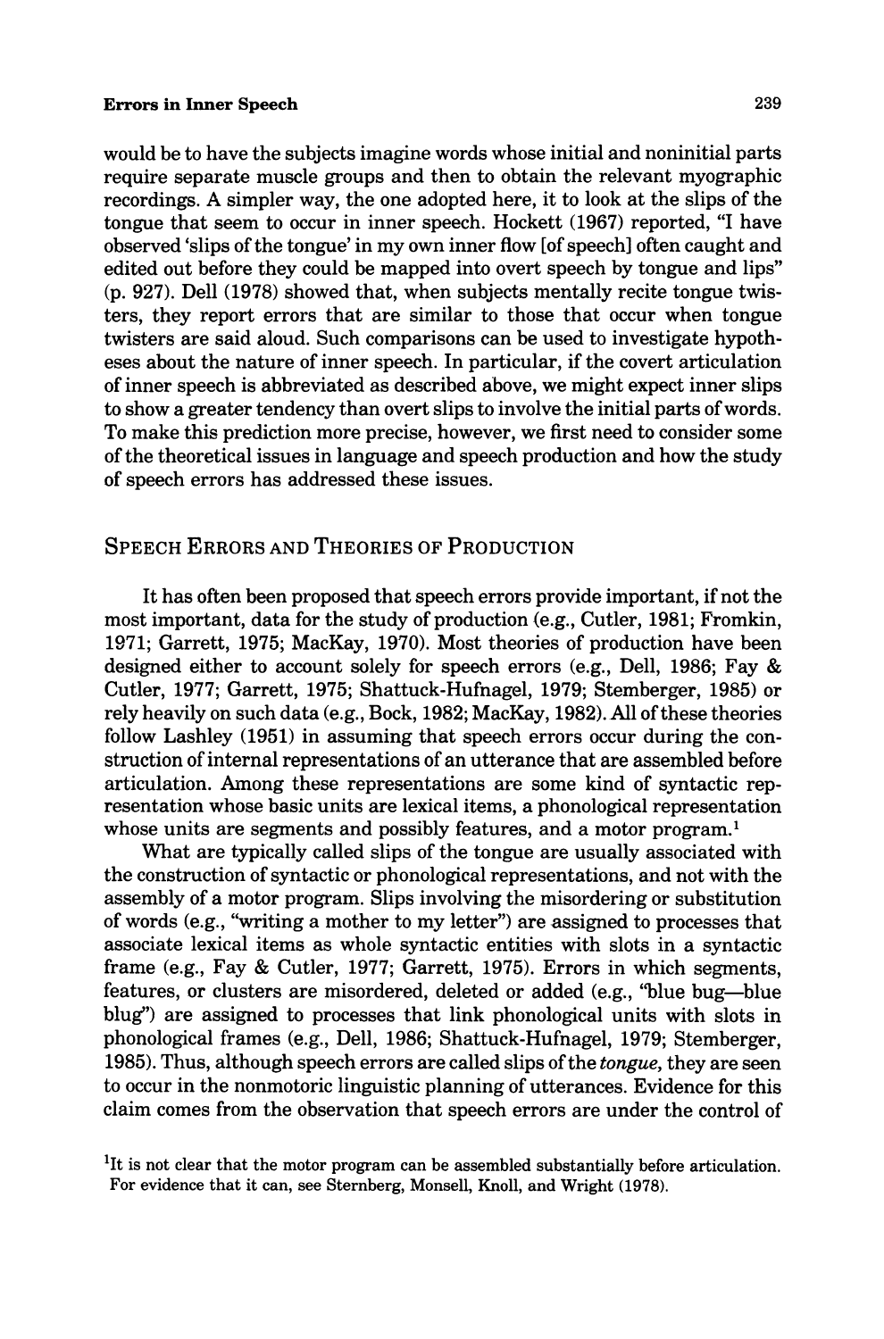would be to have the subjects imagine words whose initial and noninitial parts require separate muscle groups and then to obtain the relevant myographic recordings. A simpler way, the one adopted here, it to look at the slips of the tongue that seem to occur in inner speech. Hockett (1967) reported, "I have observed 'slips of the tongue' in my own inner flow [of speech] often caught and edited out before they could be mapped into overt speech by tongue and lips" (p. 927). Dell (1978) showed that, when subjects mentally recite tongue twisters, they report errors that are similar to those that occur when tongue twisters are said aloud. Such comparisons can be used to investigate hypotheses about the nature of inner speech. In particular, if the covert articulation of inner speech is abbreviated as described above, we might expect inner slips to show a greater tendency than overt slips to involve the initial parts of words. To make this prediction more precise, however, we first need to consider some of the theoretical issues in language and speech production and how the study of speech errors has addressed these issues.

## Speech Errors and Theories of Production

It has often been proposed that speech errors provide important, if not the most important, data for the study of production (e.g., Cutler, 1981; Fromkin, 1971; Garrett, 1975; MacKay, 1970). Most theories of production have been designed either to account solely for speech errors (e.g., Dell, 1986; Fay & Cutler, 1977; Garrett, 1975; Shattuck-Hufnagel, 1979; Stemberger, 1985) or rely heavily on such data (e.g., Bock, 1982; MacKay, 1982). All of these theories follow Lashley (1951) in assuming that speech errors occur during the construction of internal representations of an utterance that are assembled before articulation. Among these representations are some kind of syntactic representation whose basic units are lexical items, a phonological representation whose units are segments and possibly features, and a motor program.[1]

What are typically called slips of the tongue are usually associated with the construction of syntactic or phonological representations, and not with the assembly of a motor program. Slips involving the misordering or substitution of words (e.g., "writing a mother to my letter") are assigned to processes that associate lexical items as whole syntactic entities with slots in a syntactic frame (e.g., Fay & Cutler, 1977; Garrett, 1975). Errors in which segments, features, or clusters are misordered, deleted or added (e.g., "blue bug—blue blug") are assigned to processes that link phonological units with slots in phonological frames (e.g., Dell, 1986; Shattuck-Hufnagel, 1979; Stemberger, 1985). Thus, although speech errors are called slips of the *tongue*, they are seen to occur in the nonmotoric linguistic planning of utterances. Evidence for this claim comes from the observation that speech errors are under the control of

[1]It is not clear that the motor program can be assembled substantially before articulation. For evidence that it can, see Sternberg, Monsell, Knoll, and Wright (1978).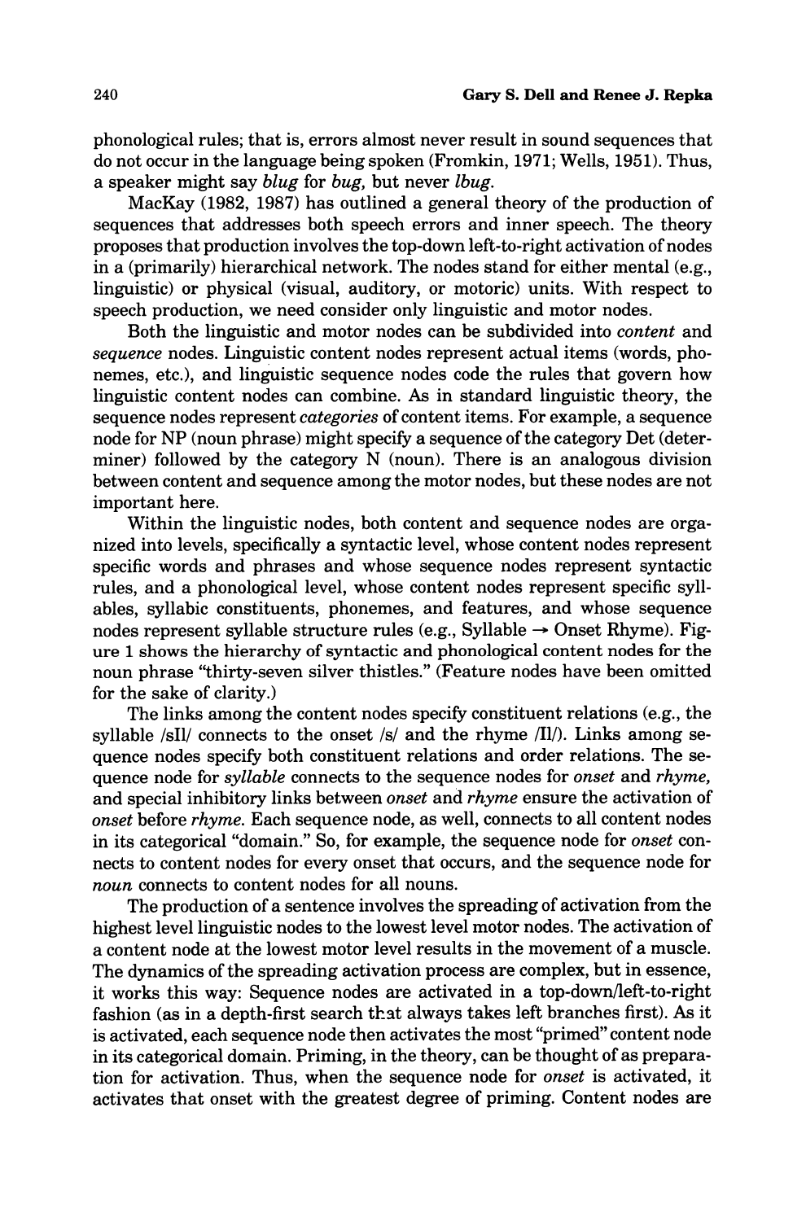phonological rules; that is, errors almost never result in sound sequences that do not occur in the language being spoken (Fromkin, 1971; Wells, 1951). Thus, a speaker might say *blug* for *bug,* but never *lbug.*

MacKay (1982, 1987) has outlined a general theory of the production of sequences that addresses both speech errors and inner speech. The theory proposes that production involves the top-down left-to-right activation of nodes in a (primarily) hierarchical network. The nodes stand for either mental (e.g., linguistic) or physical (visual, auditory, or motoric) units. With respect to speech production, we need consider only linguistic and motor nodes.

Both the linguistic and motor nodes can be subdivided into *content* and *sequence* nodes. Linguistic content nodes represent actual items (words, phonemes, etc.), and linguistic sequence nodes code the rules that govern how linguistic content nodes can combine. As in standard linguistic theory, the sequence nodes represent *categories* of content items. For example, a sequence node for NP (noun phrase) might specify a sequence of the category Det (determiner) followed by the category N (noun). There is an analogous division between content and sequence among the motor nodes, but these nodes are not important here.

Within the linguistic nodes, both content and sequence nodes are organized into levels, specifically a syntactic level, whose content nodes represent specific words and phrases and whose sequence nodes represent syntactic rules, and a phonological level, whose content nodes represent specific syllables, syllabic constituents, phonemes, and features, and whose sequence nodes represent syllable structure rules (e.g., Syllable → Onset Rhyme). Figure 1 shows the hierarchy of syntactic and phonological content nodes for the noun phrase "thirty-seven silver thistles." (Feature nodes have been omitted for the sake of clarity.)

The links among the content nodes specify constituent relations (e.g., the syllable /sIl/ connects to the onset /s/ and the rhyme /Il/). Links among sequence nodes specify both constituent relations and order relations. The sequence node for *syllable* connects to the sequence nodes for *onset* and *rhyme,* and special inhibitory links between *onset* and *rhyme* ensure the activation of *onset* before *rhyme.* Each sequence node, as well, connects to all content nodes in its categorical "domain." So, for example, the sequence node for *onset* connects to content nodes for every onset that occurs, and the sequence node for *noun* connects to content nodes for all nouns.

The production of a sentence involves the spreading of activation from the highest level linguistic nodes to the lowest level motor nodes. The activation of a content node at the lowest motor level results in the movement of a muscle. The dynamics of the spreading activation process are complex, but in essence, it works this way: Sequence nodes are activated in a top-down/left-to-right fashion (as in a depth-first search that always takes left branches first). As it is activated, each sequence node then activates the most "primed" content node in its categorical domain. Priming, in the theory, can be thought of as preparation for activation. Thus, when the sequence node for *onset* is activated, it activates that onset with the greatest degree of priming. Content nodes are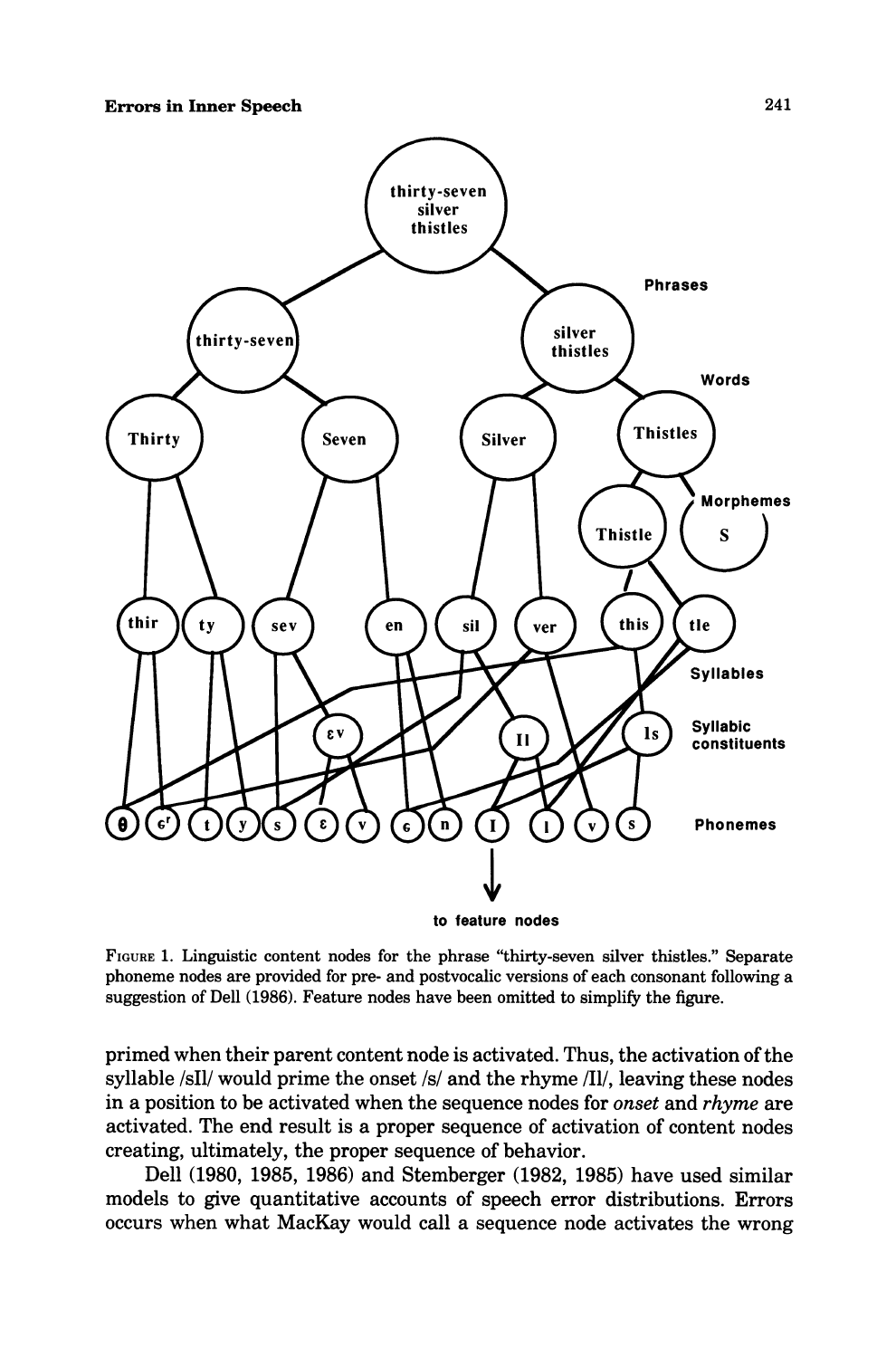FIGURE 1. Linguistic content nodes for the phrase "thirty-seven silver thistles." Separate phoneme nodes are provided for pre- and postvocalic versions of each consonant following a suggestion of Dell (1986). Feature nodes have been omitted to simplify the figure.

primed when their parent content node is activated. Thus, the activation of the syllable /sIl/ would prime the onset /s/ and the rhyme /Il/, leaving these nodes in a position to be activated when the sequence nodes for *onset* and *rhyme* are activated. The end result is a proper sequence of activation of content nodes creating, ultimately, the proper sequence of behavior.

Dell (1980, 1985, 1986) and Stemberger (1982, 1985) have used similar models to give quantitative accounts of speech error distributions. Errors occurs when what MacKay would call a sequence node activates the wrong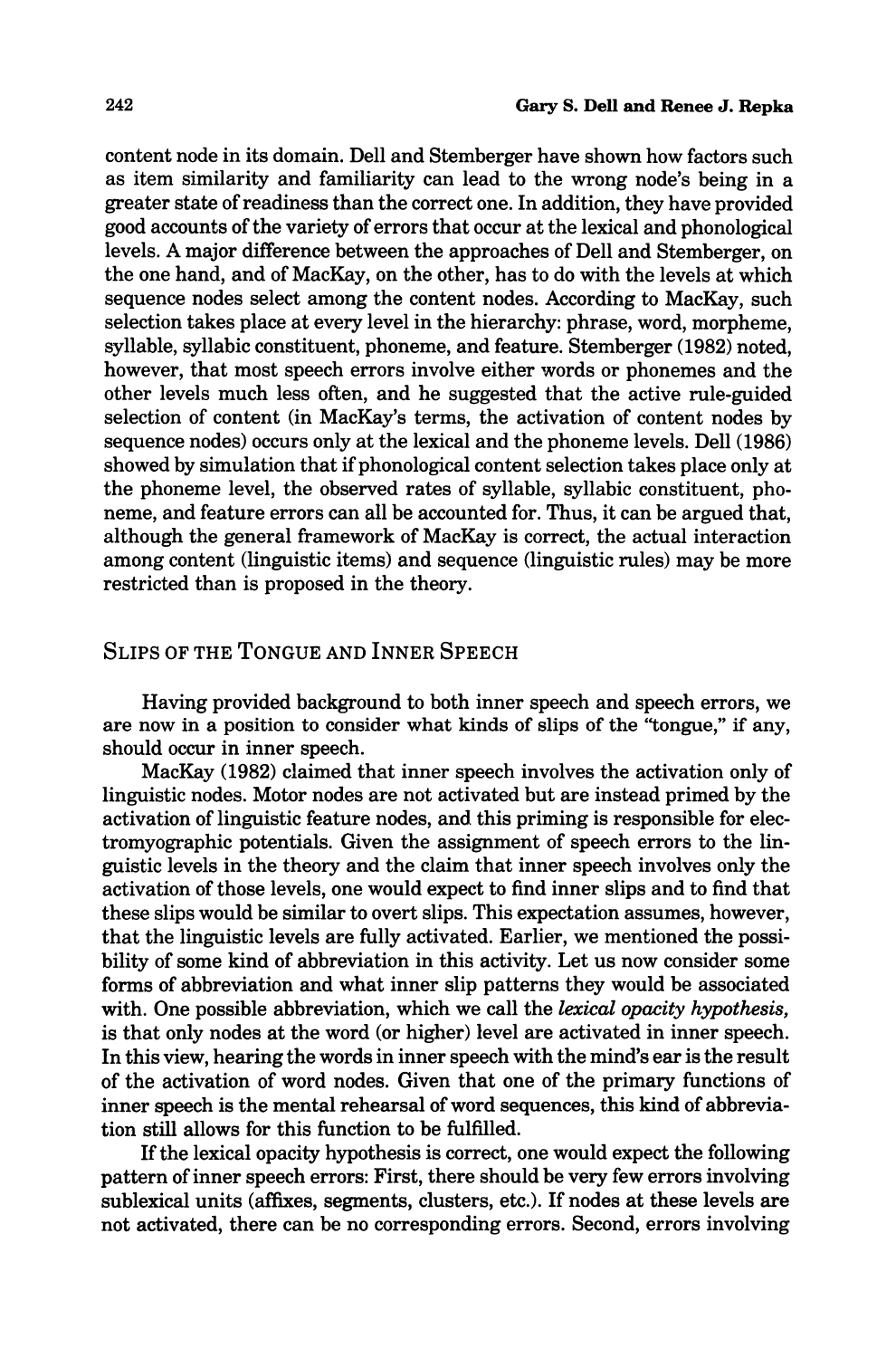content node in its domain. Dell and Stemberger have shown how factors such as item similarity and familiarity can lead to the wrong node's being in a greater state of readiness than the correct one. In addition, they have provided good accounts of the variety of errors that occur at the lexical and phonological levels. A major difference between the approaches of Dell and Stemberger, on the one hand, and of MacKay, on the other, has to do with the levels at which sequence nodes select among the content nodes. According to MacKay, such selection takes place at every level in the hierarchy: phrase, word, morpheme, syllable, syllabic constituent, phoneme, and feature. Stemberger (1982) noted, however, that most speech errors involve either words or phonemes and the other levels much less often, and he suggested that the active rule-guided selection of content (in MacKay's terms, the activation of content nodes by sequence nodes) occurs only at the lexical and the phoneme levels. Dell (1986) showed by simulation that if phonological content selection takes place only at the phoneme level, the observed rates of syllable, syllabic constituent, phoneme, and feature errors can all be accounted for. Thus, it can be argued that, although the general framework of MacKay is correct, the actual interaction among content (linguistic items) and sequence (linguistic rules) may be more restricted than is proposed in the theory.

## SLIPS OF THE TONGUE AND INNER SPEECH

Having provided background to both inner speech and speech errors, we are now in a position to consider what kinds of slips of the "tongue," if any, should occur in inner speech.

MacKay (1982) claimed that inner speech involves the activation only of linguistic nodes. Motor nodes are not activated but are instead primed by the activation of linguistic feature nodes, and this priming is responsible for electromyographic potentials. Given the assignment of speech errors to the linguistic levels in the theory and the claim that inner speech involves only the activation of those levels, one would expect to find inner slips and to find that these slips would be similar to overt slips. This expectation assumes, however, that the linguistic levels are fully activated. Earlier, we mentioned the possibility of some kind of abbreviation in this activity. Let us now consider some forms of abbreviation and what inner slip patterns they would be associated with. One possible abbreviation, which we call the *lexical opacity hypothesis,* is that only nodes at the word (or higher) level are activated in inner speech. In this view, hearing the words in inner speech with the mind's ear is the result of the activation of word nodes. Given that one of the primary functions of inner speech is the mental rehearsal of word sequences, this kind of abbreviation still allows for this function to be fulfilled.

If the lexical opacity hypothesis is correct, one would expect the following pattern of inner speech errors: First, there should be very few errors involving sublexical units (affixes, segments, clusters, etc.). If nodes at these levels are not activated, there can be no corresponding errors. Second, errors involving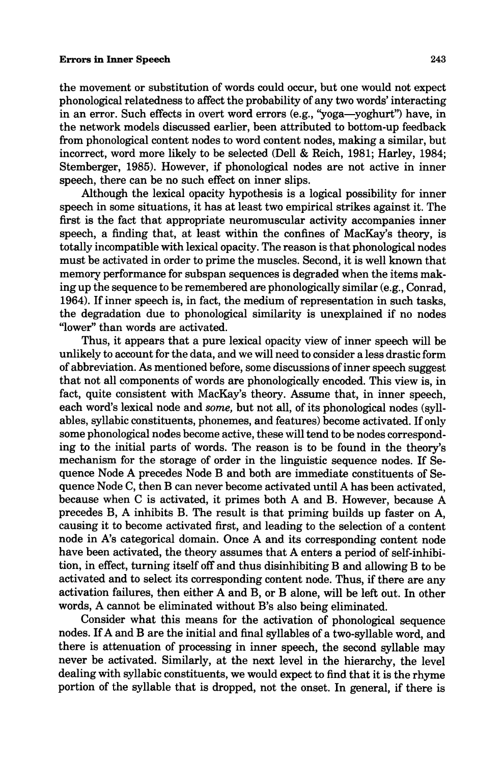the movement or substitution of words could occur, but one would not expect phonological relatedness to affect the probability of any two words' interacting in an error. Such effects in overt word errors (e.g., "yoga—yoghurt") have, in the network models discussed earlier, been attributed to bottom-up feedback from phonological content nodes to word content nodes, making a similar, but incorrect, word more likely to be selected (Dell & Reich, 1981; Harley, 1984; Stemberger, 1985). However, if phonological nodes are not active in inner speech, there can be no such effect on inner slips.

Although the lexical opacity hypothesis is a logical possibility for inner speech in some situations, it has at least two empirical strikes against it. The first is the fact that appropriate neuromuscular activity accompanies inner speech, a finding that, at least within the confines of MacKay's theory, is totally incompatible with lexical opacity. The reason is that phonological nodes must be activated in order to prime the muscles. Second, it is well known that memory performance for subspan sequences is degraded when the items making up the sequence to be remembered are phonologically similar (e.g., Conrad, 1964). If inner speech is, in fact, the medium of representation in such tasks, the degradation due to phonological similarity is unexplained if no nodes "lower" than words are activated.

Thus, it appears that a pure lexical opacity view of inner speech will be unlikely to account for the data, and we will need to consider a less drastic form of abbreviation. As mentioned before, some discussions of inner speech suggest that not all components of words are phonologically encoded. This view is, in fact, quite consistent with MacKay's theory. Assume that, in inner speech, each word's lexical node and *some,* but not all, of its phonological nodes (syllables, syllabic constituents, phonemes, and features) become activated. If only some phonological nodes become active, these will tend to be nodes corresponding to the initial parts of words. The reason is to be found in the theory's mechanism for the storage of order in the linguistic sequence nodes. If Sequence Node A precedes Node B and both are immediate constituents of Sequence Node C, then B can never become activated until A has been activated, because when C is activated, it primes both A and B. However, because A precedes B, A inhibits B. The result is that priming builds up faster on A, causing it to become activated first, and leading to the selection of a content node in A's categorical domain. Once A and its corresponding content node have been activated, the theory assumes that A enters a period of self-inhibition, in effect, turning itself off and thus disinhibiting B and allowing B to be activated and to select its corresponding content node. Thus, if there are any activation failures, then either A and B, or B alone, will be left out. In other words, A cannot be eliminated without B's also being eliminated.

Consider what this means for the activation of phonological sequence nodes. If A and B are the initial and final syllables of a two-syllable word, and there is attenuation of processing in inner speech, the second syllable may never be activated. Similarly, at the next level in the hierarchy, the level dealing with syllabic constituents, we would expect to find that it is the rhyme portion of the syllable that is dropped, not the onset. In general, if there is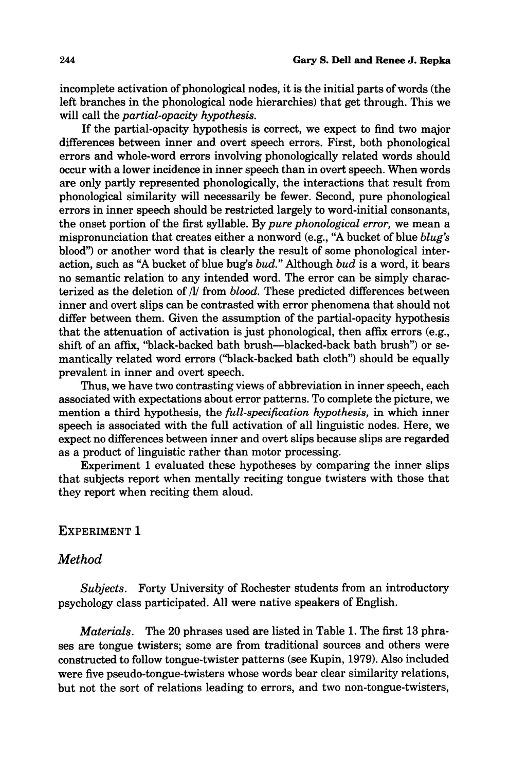incomplete activation of phonological nodes, it is the initial parts of words (the left branches in the phonological node hierarchies) that get through. This we will call the *partial-opacity hypothesis.*

If the partial-opacity hypothesis is correct, we expect to find two major differences between inner and overt speech errors. First, both phonological errors and whole-word errors involving phonologically related words should occur with a lower incidence in inner speech than in overt speech. When words are only partly represented phonologically, the interactions that result from phonological similarity will necessarily be fewer. Second, pure phonological errors in inner speech should be restricted largely to word-initial consonants, the onset portion of the first syllable. By *pure phonological error,* we mean a mispronunciation that creates either a nonword (e.g., "A bucket of blue *blug's* blood") or another word that is clearly the result of some phonological interaction, such as "A bucket of blue bug's *bud.*" Although *bud* is a word, it bears no semantic relation to any intended word. The error can be simply characterized as the deletion of /l/ from *blood.* These predicted differences between inner and overt slips can be contrasted with error phenomena that should not differ between them. Given the assumption of the partial-opacity hypothesis that the attenuation of activation is just phonological, then affix errors (e.g., shift of an affix, "black-backed bath brush—blacked-back bath brush") or semantically related word errors ("black-backed bath cloth") should be equally prevalent in inner and overt speech.

Thus, we have two contrasting views of abbreviation in inner speech, each associated with expectations about error patterns. To complete the picture, we mention a third hypothesis, the *full-specification hypothesis,* in which inner speech is associated with the full activation of all linguistic nodes. Here, we expect no differences between inner and overt slips because slips are regarded as a product of linguistic rather than motor processing.

Experiment 1 evaluated these hypotheses by comparing the inner slips that subjects report when mentally reciting tongue twisters with those that they report when reciting them aloud.

## EXPERIMENT 1

### *Method*

*Subjects.* Forty University of Rochester students from an introductory psychology class participated. All were native speakers of English.

*Materials.* The 20 phrases used are listed in Table 1. The first 13 phrases are tongue twisters; some are from traditional sources and others were constructed to follow tongue-twister patterns (see Kupin, 1979). Also included were five pseudo-tongue-twisters whose words bear clear similarity relations, but not the sort of relations leading to errors, and two non-tongue-twisters,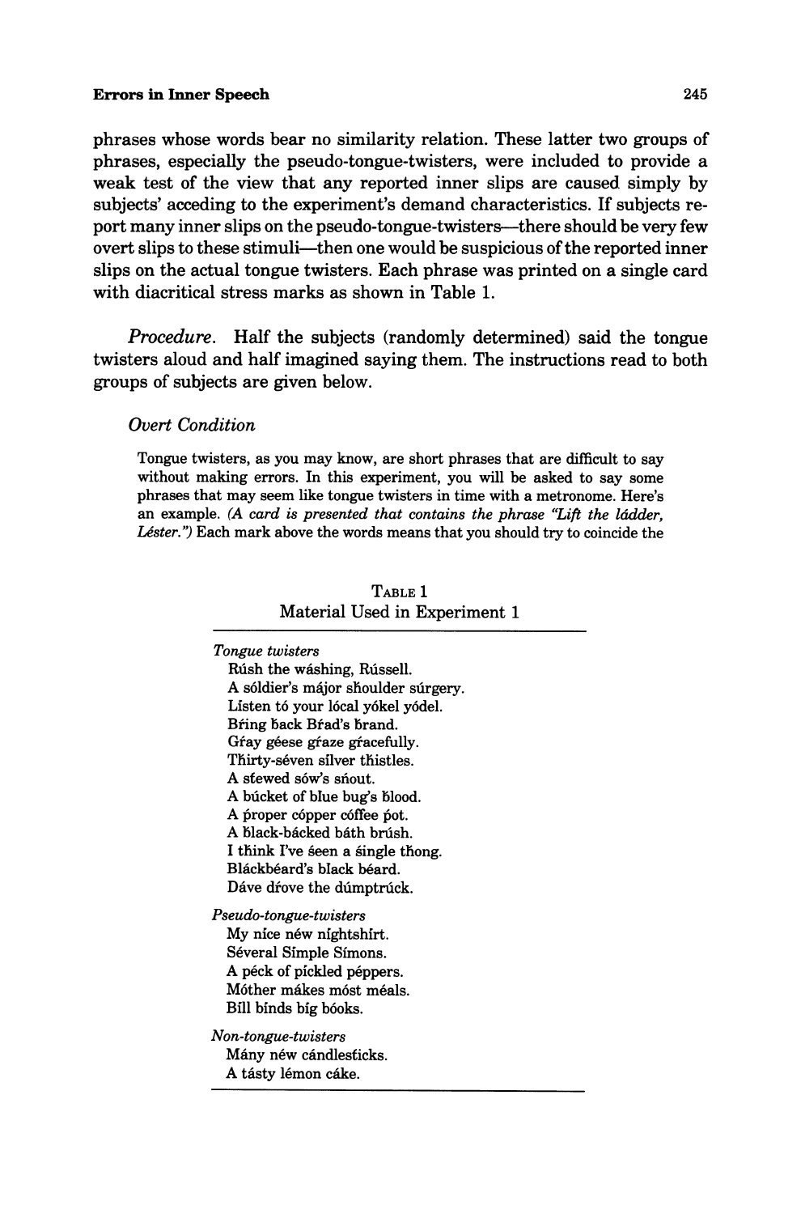phrases whose words bear no similarity relation. These latter two groups of phrases, especially the pseudo-tongue-twisters, were included to provide a weak test of the view that any reported inner slips are caused simply by subjects' acceding to the experiment's demand characteristics. If subjects report many inner slips on the pseudo-tongue-twisters—there should be very few overt slips to these stimuli—then one would be suspicious of the reported inner slips on the actual tongue twisters. Each phrase was printed on a single card with diacritical stress marks as shown in Table 1.

*Procedure.* Half the subjects (randomly determined) said the tongue twisters aloud and half imagined saying them. The instructions read to both groups of subjects are given below.

*Overt Condition*

Tongue twisters, as you may know, are short phrases that are difficult to say without making errors. In this experiment, you will be asked to say some phrases that may seem like tongue twisters in time with a metronome. Here's an example. *(A card is presented that contains the phrase "Lift the ládder, Léster.")* Each mark above the words means that you should try to coincide the

TABLE 1
Material Used in Experiment 1

*Tongue twisters*
- Rúsh the wáshing, Rússell.
- A sóldier's májor śhoulder súrgery.
- Lísten tó your lócal yókel yódel.
- Bŕing b́ack Bŕad's b́rand.
- Gŕay géese gŕaze gŕacefully.
- T́hirty-séven sílver t́histles.
- A śtewed sów's śnout.
- A búcket of blúe bug's b́lood.
- A ṕroper cópper cóffee ṕot.
- A b́lack-bácked báth brúsh.
- I t́hink I've śeen a śingle t́hong.
- Bláckbéard's black béard.
- Dáve d́rove the dúmptrúck.

*Pseudo-tongue-twisters*
- My níce néw níghtshírt.
- Séveral Símple Símons.
- A péck of píckled péppers.
- Móther mákes móst méals.
- Bíll bínds bíg bóoks.

*Non-tongue-twisters*
- Mány néw cándlesťicks.
- A tásty lémon cáke.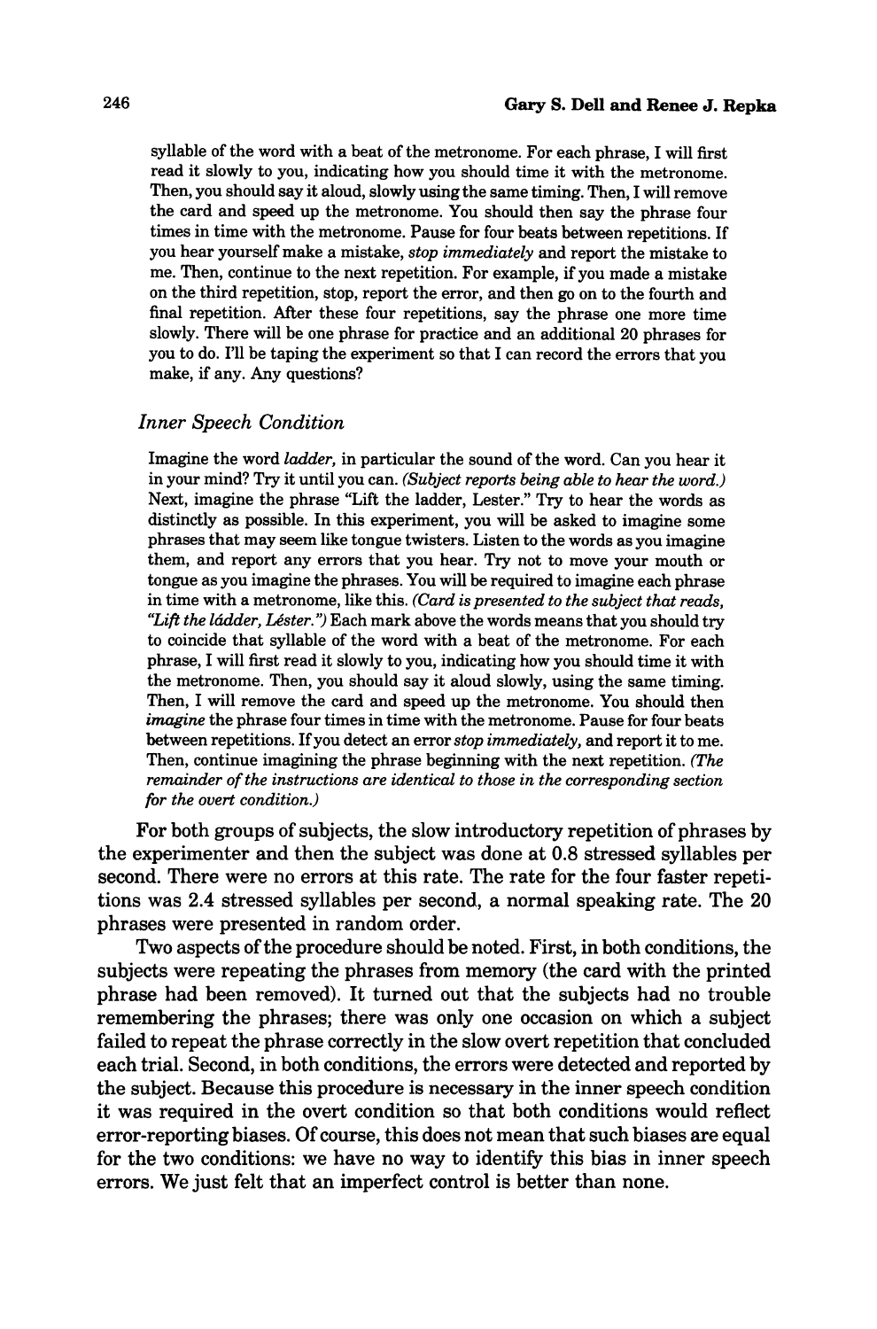> syllable of the word with a beat of the metronome. For each phrase, I will first read it slowly to you, indicating how you should time it with the metronome. Then, you should say it aloud, slowly using the same timing. Then, I will remove the card and speed up the metronome. You should then say the phrase four times in time with the metronome. Pause for four beats between repetitions. If you hear yourself make a mistake, *stop immediately* and report the mistake to me. Then, continue to the next repetition. For example, if you made a mistake on the third repetition, stop, report the error, and then go on to the fourth and final repetition. After these four repetitions, say the phrase one more time slowly. There will be one phrase for practice and an additional 20 phrases for you to do. I'll be taping the experiment so that I can record the errors that you make, if any. Any questions?

### *Inner Speech Condition*

> Imagine the word *ladder,* in particular the sound of the word. Can you hear it in your mind? Try it until you can. *(Subject reports being able to hear the word.)* Next, imagine the phrase "Lift the ladder, Lester." Try to hear the words as distinctly as possible. In this experiment, you will be asked to imagine some phrases that may seem like tongue twisters. Listen to the words as you imagine them, and report any errors that you hear. Try not to move your mouth or tongue as you imagine the phrases. You will be required to imagine each phrase in time with a metronome, like this. *(Card is presented to the subject that reads, "Líft the ládder, Léster.")* Each mark above the words means that you should try to coincide that syllable of the word with a beat of the metronome. For each phrase, I will first read it slowly to you, indicating how you should time it with the metronome. Then, you should say it aloud slowly, using the same timing. Then, I will remove the card and speed up the metronome. You should then *imagine* the phrase four times in time with the metronome. Pause for four beats between repetitions. If you detect an error *stop immediately,* and report it to me. Then, continue imagining the phrase beginning with the next repetition. *(The remainder of the instructions are identical to those in the corresponding section for the overt condition.)*

For both groups of subjects, the slow introductory repetition of phrases by the experimenter and then the subject was done at 0.8 stressed syllables per second. There were no errors at this rate. The rate for the four faster repetitions was 2.4 stressed syllables per second, a normal speaking rate. The 20 phrases were presented in random order.

Two aspects of the procedure should be noted. First, in both conditions, the subjects were repeating the phrases from memory (the card with the printed phrase had been removed). It turned out that the subjects had no trouble remembering the phrases; there was only one occasion on which a subject failed to repeat the phrase correctly in the slow overt repetition that concluded each trial. Second, in both conditions, the errors were detected and reported by the subject. Because this procedure is necessary in the inner speech condition it was required in the overt condition so that both conditions would reflect error-reporting biases. Of course, this does not mean that such biases are equal for the two conditions: we have no way to identify this bias in inner speech errors. We just felt that an imperfect control is better than none.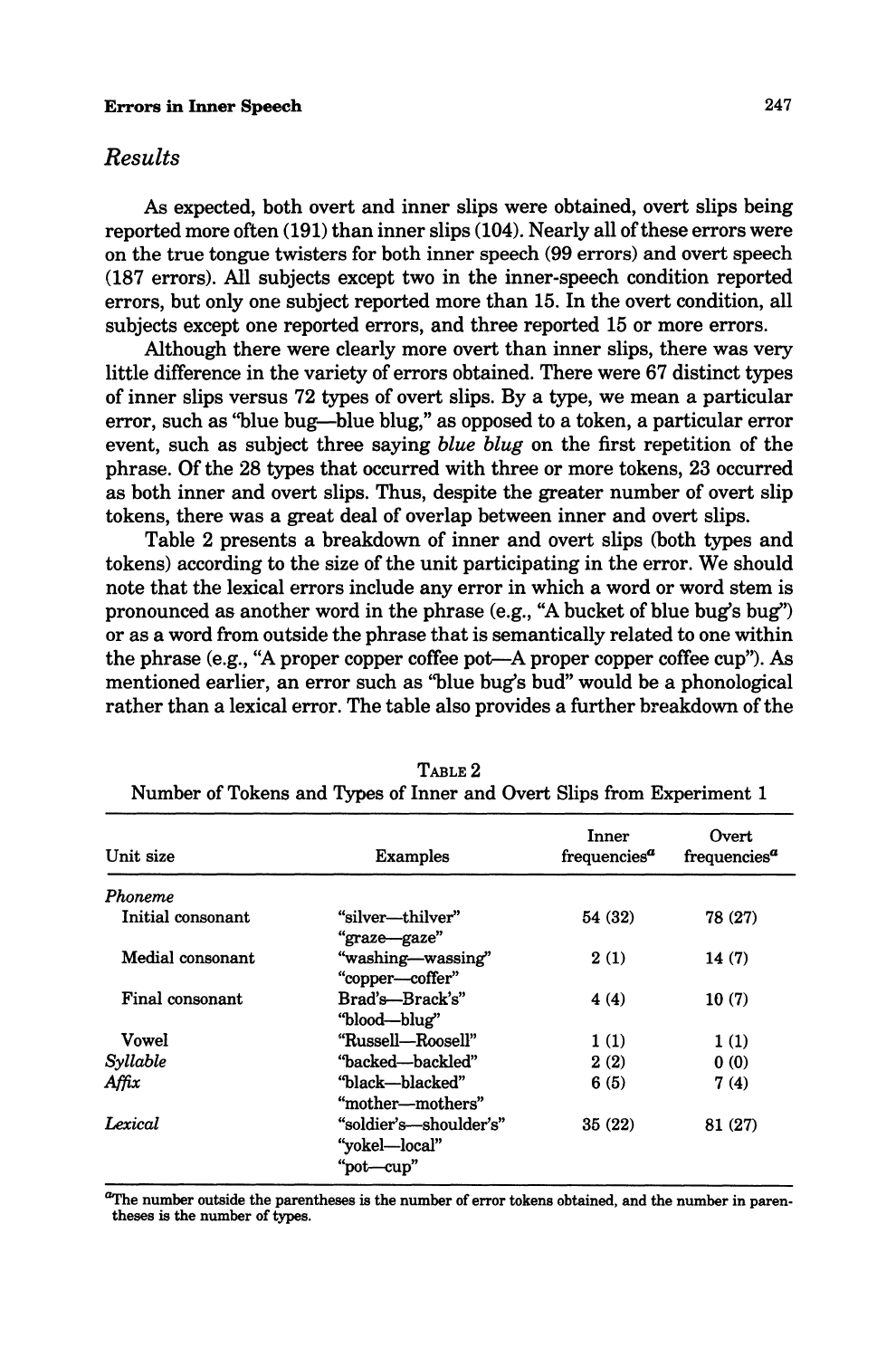## Results

As expected, both overt and inner slips were obtained, overt slips being reported more often (191) than inner slips (104). Nearly all of these errors were on the true tongue twisters for both inner speech (99 errors) and overt speech (187 errors). All subjects except two in the inner-speech condition reported errors, but only one subject reported more than 15. In the overt condition, all subjects except one reported errors, and three reported 15 or more errors.

Although there were clearly more overt than inner slips, there was very little difference in the variety of errors obtained. There were 67 distinct types of inner slips versus 72 types of overt slips. By a type, we mean a particular error, such as "blue bug—blue blug," as opposed to a token, a particular error event, such as subject three saying *blue blug* on the first repetition of the phrase. Of the 28 types that occurred with three or more tokens, 23 occurred as both inner and overt slips. Thus, despite the greater number of overt slip tokens, there was a great deal of overlap between inner and overt slips.

Table 2 presents a breakdown of inner and overt slips (both types and tokens) according to the size of the unit participating in the error. We should note that the lexical errors include any error in which a word or word stem is pronounced as another word in the phrase (e.g., "A bucket of blue bug's bug") or as a word from outside the phrase that is semantically related to one within the phrase (e.g., "A proper copper coffee pot—A proper copper coffee cup"). As mentioned earlier, an error such as "blue bug's bud" would be a phonological rather than a lexical error. The table also provides a further breakdown of the

TABLE 2
Number of Tokens and Types of Inner and Overt Slips from Experiment 1

| Unit size | Examples | Inner frequencies[a] | Overt frequencies[a] |
|---|---|---|---|
| *Phoneme* | | | |
| Initial consonant | "silver—thilver" "graze—gaze" | 54 (32) | 78 (27) |
| Medial consonant | "washing—wassing" "copper—coffer" | 2 (1) | 14 (7) |
| Final consonant | Brad's—Brack's" "blood—blug" | 4 (4) | 10 (7) |
| Vowel | "Russell—Roosell" | 1 (1) | 1 (1) |
| *Syllable* | "backed—backled" | 2 (2) | 0 (0) |
| *Affix* | "black—blacked" "mother—mothers" | 6 (5) | 7 (4) |
| *Lexical* | "soldier's—shoulder's" "yokel—local" "pot—cup" | 35 (22) | 81 (27) |

[a]The number outside the parentheses is the number of error tokens obtained, and the number in parentheses is the number of types.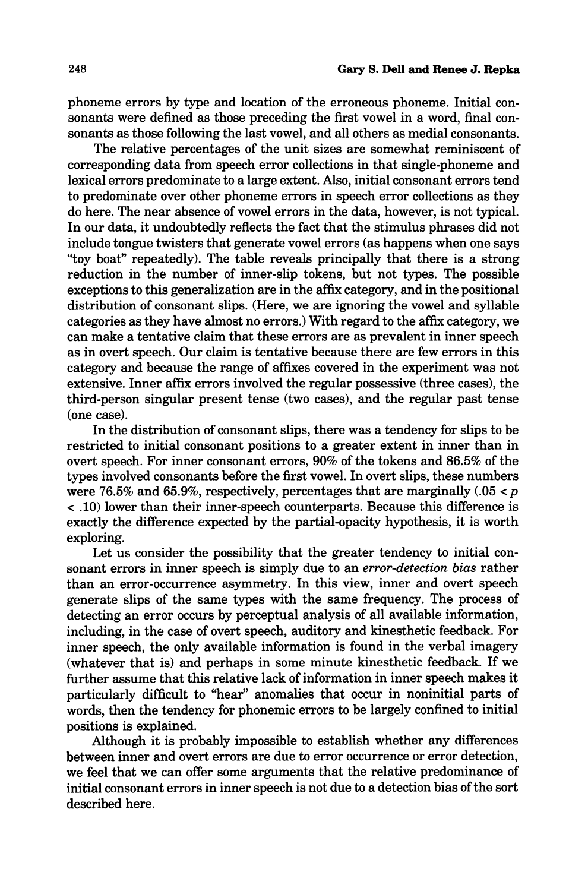phoneme errors by type and location of the erroneous phoneme. Initial consonants were defined as those preceding the first vowel in a word, final consonants as those following the last vowel, and all others as medial consonants.

The relative percentages of the unit sizes are somewhat reminiscent of corresponding data from speech error collections in that single-phoneme and lexical errors predominate to a large extent. Also, initial consonant errors tend to predominate over other phoneme errors in speech error collections as they do here. The near absence of vowel errors in the data, however, is not typical. In our data, it undoubtedly reflects the fact that the stimulus phrases did not include tongue twisters that generate vowel errors (as happens when one says "toy boat" repeatedly). The table reveals principally that there is a strong reduction in the number of inner-slip tokens, but not types. The possible exceptions to this generalization are in the affix category, and in the positional distribution of consonant slips. (Here, we are ignoring the vowel and syllable categories as they have almost no errors.) With regard to the affix category, we can make a tentative claim that these errors are as prevalent in inner speech as in overt speech. Our claim is tentative because there are few errors in this category and because the range of affixes covered in the experiment was not extensive. Inner affix errors involved the regular possessive (three cases), the third-person singular present tense (two cases), and the regular past tense (one case).

In the distribution of consonant slips, there was a tendency for slips to be restricted to initial consonant positions to a greater extent in inner than in overt speech. For inner consonant errors, 90% of the tokens and 86.5% of the types involved consonants before the first vowel. In overt slips, these numbers were 76.5% and 65.9%, respectively, percentages that are marginally ($.05 < p < .10$) lower than their inner-speech counterparts. Because this difference is exactly the difference expected by the partial-opacity hypothesis, it is worth exploring.

Let us consider the possibility that the greater tendency to initial consonant errors in inner speech is simply due to an *error-detection bias* rather than an error-occurrence asymmetry. In this view, inner and overt speech generate slips of the same types with the same frequency. The process of detecting an error occurs by perceptual analysis of all available information, including, in the case of overt speech, auditory and kinesthetic feedback. For inner speech, the only available information is found in the verbal imagery (whatever that is) and perhaps in some minute kinesthetic feedback. If we further assume that this relative lack of information in inner speech makes it particularly difficult to "hear" anomalies that occur in noninitial parts of words, then the tendency for phonemic errors to be largely confined to initial positions is explained.

Although it is probably impossible to establish whether any differences between inner and overt errors are due to error occurrence or error detection, we feel that we can offer some arguments that the relative predominance of initial consonant errors in inner speech is not due to a detection bias of the sort described here.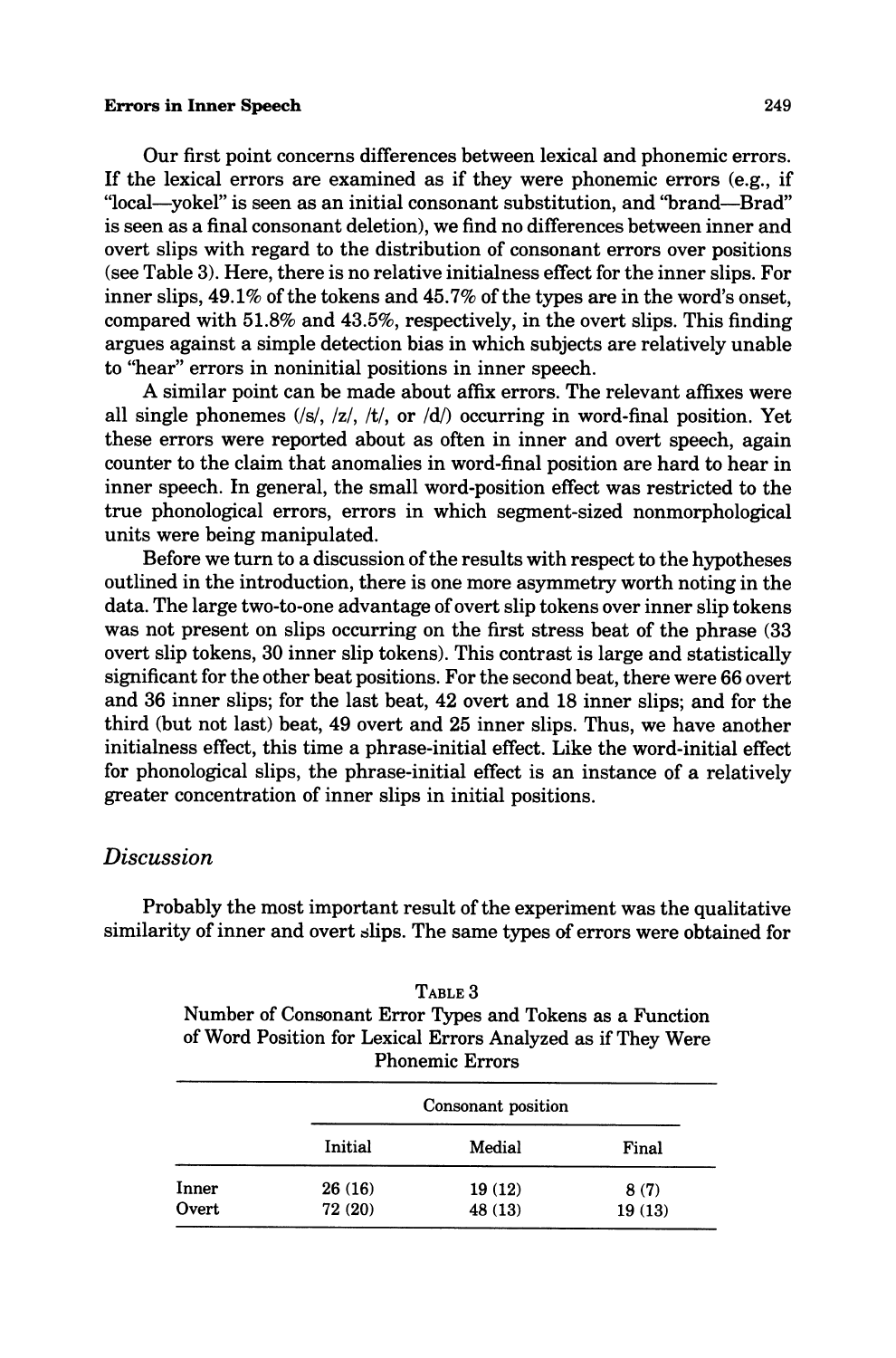Our first point concerns differences between lexical and phonemic errors. If the lexical errors are examined as if they were phonemic errors (e.g., if "local—yokel" is seen as an initial consonant substitution, and "brand—Brad" is seen as a final consonant deletion), we find no differences between inner and overt slips with regard to the distribution of consonant errors over positions (see Table 3). Here, there is no relative initialness effect for the inner slips. For inner slips, 49.1% of the tokens and 45.7% of the types are in the word's onset, compared with 51.8% and 43.5%, respectively, in the overt slips. This finding argues against a simple detection bias in which subjects are relatively unable to "hear" errors in noninitial positions in inner speech.

A similar point can be made about affix errors. The relevant affixes were all single phonemes (/s/, /z/, /t/, or /d/) occurring in word-final position. Yet these errors were reported about as often in inner and overt speech, again counter to the claim that anomalies in word-final position are hard to hear in inner speech. In general, the small word-position effect was restricted to the true phonological errors, errors in which segment-sized nonmorphological units were being manipulated.

Before we turn to a discussion of the results with respect to the hypotheses outlined in the introduction, there is one more asymmetry worth noting in the data. The large two-to-one advantage of overt slip tokens over inner slip tokens was not present on slips occurring on the first stress beat of the phrase (33 overt slip tokens, 30 inner slip tokens). This contrast is large and statistically significant for the other beat positions. For the second beat, there were 66 overt and 36 inner slips; for the last beat, 42 overt and 18 inner slips; and for the third (but not last) beat, 49 overt and 25 inner slips. Thus, we have another initialness effect, this time a phrase-initial effect. Like the word-initial effect for phonological slips, the phrase-initial effect is an instance of a relatively greater concentration of inner slips in initial positions.

## *Discussion*

Probably the most important result of the experiment was the qualitative similarity of inner and overt slips. The same types of errors were obtained for

TABLE 3

Number of Consonant Error Types and Tokens as a Function of Word Position for Lexical Errors Analyzed as if They Were Phonemic Errors

| | Consonant position | | |
|---|---|---|---|
| | Initial | Medial | Final |
| Inner | 26 (16) | 19 (12) | 8 (7) |
| Overt | 72 (20) | 48 (13) | 19 (13) |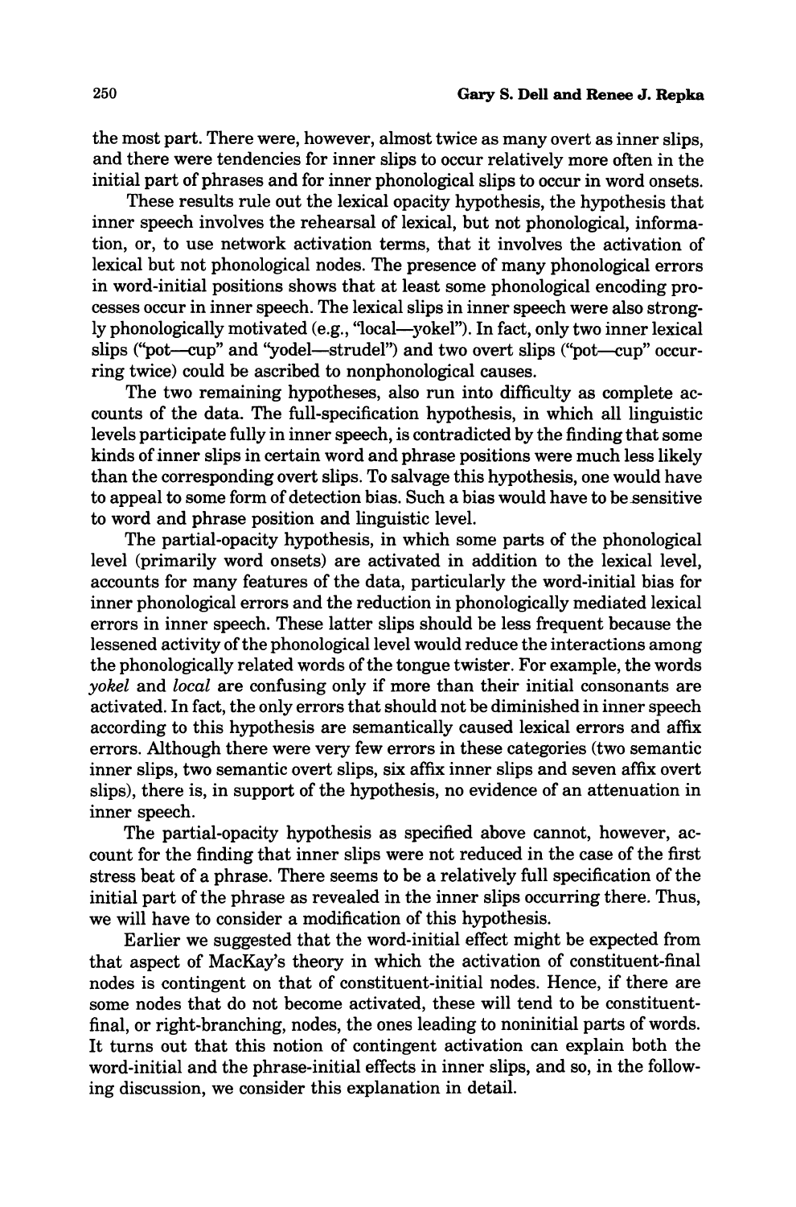the most part. There were, however, almost twice as many overt as inner slips, and there were tendencies for inner slips to occur relatively more often in the initial part of phrases and for inner phonological slips to occur in word onsets.

These results rule out the lexical opacity hypothesis, the hypothesis that inner speech involves the rehearsal of lexical, but not phonological, information, or, to use network activation terms, that it involves the activation of lexical but not phonological nodes. The presence of many phonological errors in word-initial positions shows that at least some phonological encoding processes occur in inner speech. The lexical slips in inner speech were also strongly phonologically motivated (e.g., "local—yokel"). In fact, only two inner lexical slips ("pot—cup" and "yodel—strudel") and two overt slips ("pot—cup" occurring twice) could be ascribed to nonphonological causes.

The two remaining hypotheses, also run into difficulty as complete accounts of the data. The full-specification hypothesis, in which all linguistic levels participate fully in inner speech, is contradicted by the finding that some kinds of inner slips in certain word and phrase positions were much less likely than the corresponding overt slips. To salvage this hypothesis, one would have to appeal to some form of detection bias. Such a bias would have to be sensitive to word and phrase position and linguistic level.

The partial-opacity hypothesis, in which some parts of the phonological level (primarily word onsets) are activated in addition to the lexical level, accounts for many features of the data, particularly the word-initial bias for inner phonological errors and the reduction in phonologically mediated lexical errors in inner speech. These latter slips should be less frequent because the lessened activity of the phonological level would reduce the interactions among the phonologically related words of the tongue twister. For example, the words *yokel* and *local* are confusing only if more than their initial consonants are activated. In fact, the only errors that should not be diminished in inner speech according to this hypothesis are semantically caused lexical errors and affix errors. Although there were very few errors in these categories (two semantic inner slips, two semantic overt slips, six affix inner slips and seven affix overt slips), there is, in support of the hypothesis, no evidence of an attenuation in inner speech.

The partial-opacity hypothesis as specified above cannot, however, account for the finding that inner slips were not reduced in the case of the first stress beat of a phrase. There seems to be a relatively full specification of the initial part of the phrase as revealed in the inner slips occurring there. Thus, we will have to consider a modification of this hypothesis.

Earlier we suggested that the word-initial effect might be expected from that aspect of MacKay's theory in which the activation of constituent-final nodes is contingent on that of constituent-initial nodes. Hence, if there are some nodes that do not become activated, these will tend to be constituent-final, or right-branching, nodes, the ones leading to noninitial parts of words. It turns out that this notion of contingent activation can explain both the word-initial and the phrase-initial effects in inner slips, and so, in the following discussion, we consider this explanation in detail.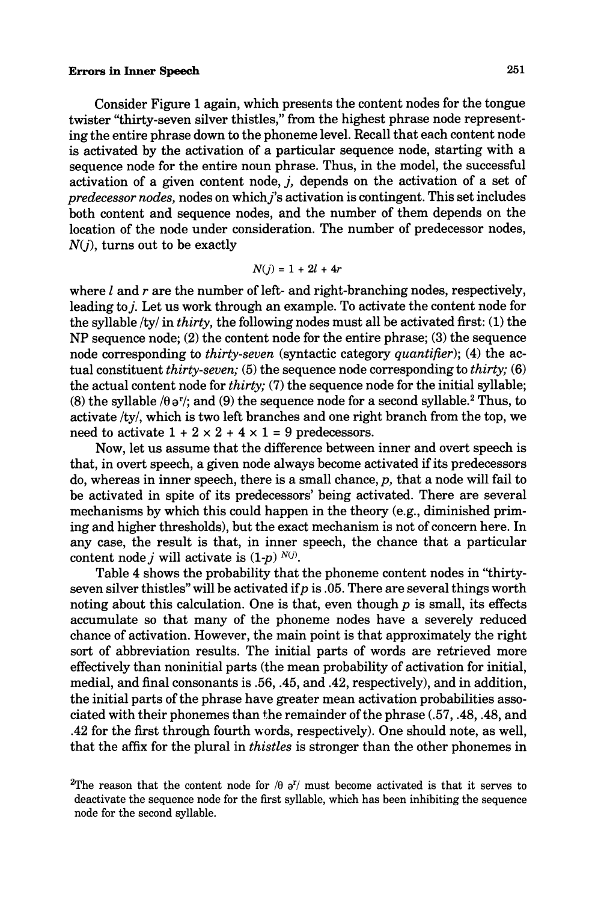Consider Figure 1 again, which presents the content nodes for the tongue twister "thirty-seven silver thistles," from the highest phrase node representing the entire phrase down to the phoneme level. Recall that each content node is activated by the activation of a particular sequence node, starting with a sequence node for the entire noun phrase. Thus, in the model, the successful activation of a given content node, $j$, depends on the activation of a set of *predecessor nodes,* nodes on which $j$'s activation is contingent. This set includes both content and sequence nodes, and the number of them depends on the location of the node under consideration. The number of predecessor nodes, $N(j)$, turns out to be exactly

$$N(j) = 1 + 2l + 4r$$

where $l$ and $r$ are the number of left- and right-branching nodes, respectively, leading to $j$. Let us work through an example. To activate the content node for the syllable /ty/ in *thirty,* the following nodes must all be activated first: (1) the NP sequence node; (2) the content node for the entire phrase; (3) the sequence node corresponding to *thirty-seven* (syntactic category *quantifier*); (4) the actual constituent *thirty-seven;* (5) the sequence node corresponding to *thirty;* (6) the actual content node for *thirty;* (7) the sequence node for the initial syllable; (8) the syllable /θ əʳ/; and (9) the sequence node for a second syllable.[2] Thus, to activate /ty/, which is two left branches and one right branch from the top, we need to activate $1 + 2 \times 2 + 4 \times 1 = 9$ predecessors.

Now, let us assume that the difference between inner and overt speech is that, in overt speech, a given node always become activated if its predecessors do, whereas in inner speech, there is a small chance, $p$, that a node will fail to be activated in spite of its predecessors' being activated. There are several mechanisms by which this could happen in the theory (e.g., diminished priming and higher thresholds), but the exact mechanism is not of concern here. In any case, the result is that, in inner speech, the chance that a particular content node $j$ will activate is $(1\text{-}p)^{N(j)}$.

Table 4 shows the probability that the phoneme content nodes in "thirty-seven silver thistles" will be activated if $p$ is .05. There are several things worth noting about this calculation. One is that, even though $p$ is small, its effects accumulate so that many of the phoneme nodes have a severely reduced chance of activation. However, the main point is that approximately the right sort of abbreviation results. The initial parts of words are retrieved more effectively than noninitial parts (the mean probability of activation for initial, medial, and final consonants is .56, .45, and .42, respectively), and in addition, the initial parts of the phrase have greater mean activation probabilities associated with their phonemes than the remainder of the phrase (.57, .48, .48, and .42 for the first through fourth words, respectively). One should note, as well, that the affix for the plural in *thistles* is stronger than the other phonemes in

[2]The reason that the content node for /θ əʳ/ must become activated is that it serves to deactivate the sequence node for the first syllable, which has been inhibiting the sequence node for the second syllable.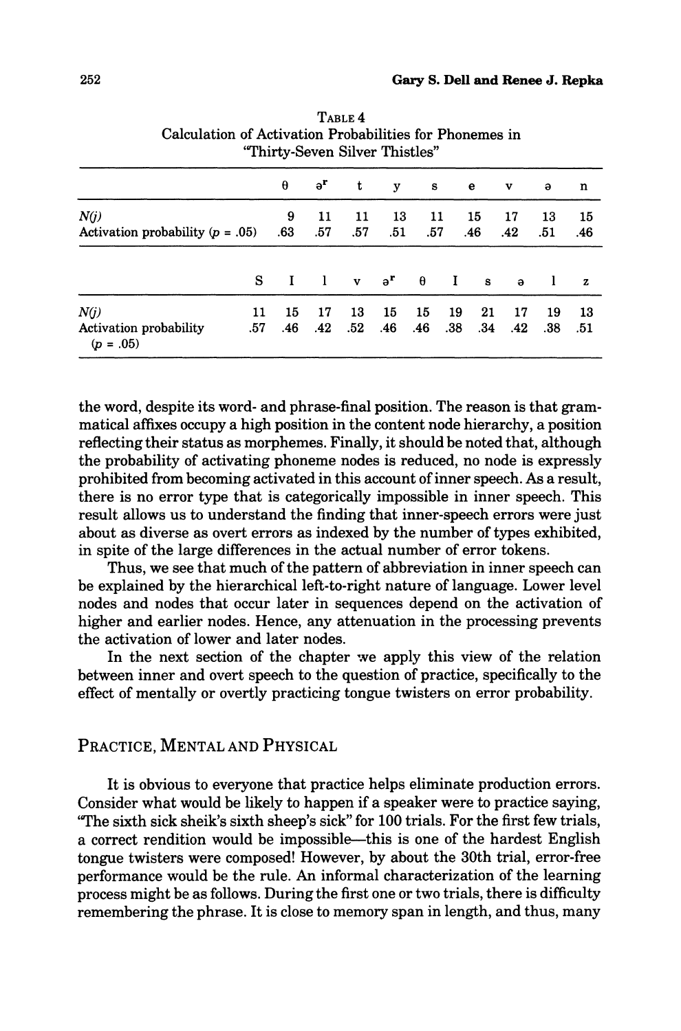TABLE 4
Calculation of Activation Probabilities for Phonemes in "Thirty-Seven Silver Thistles"

| | θ | əʳ | t | y | s | e | v | ə | n |
|---|---|---|---|---|---|---|---|---|---|
| $N(j)$ | 9 | 11 | 11 | 13 | 11 | 15 | 17 | 13 | 15 |
| Activation probability ($p$ = .05) | .63 | .57 | .57 | .51 | .57 | .46 | .42 | .51 | .46 |

| | S | I | l | v | əʳ | θ | I | s | ə | l | z |
|---|---|---|---|---|---|---|---|---|---|---|---|
| $N(j)$ | 11 | 15 | 17 | 13 | 15 | 15 | 19 | 21 | 17 | 19 | 13 |
| Activation probability ($p$ = .05) | .57 | .46 | .42 | .52 | .46 | .46 | .38 | .34 | .42 | .38 | .51 |

the word, despite its word- and phrase-final position. The reason is that grammatical affixes occupy a high position in the content node hierarchy, a position reflecting their status as morphemes. Finally, it should be noted that, although the probability of activating phoneme nodes is reduced, no node is expressly prohibited from becoming activated in this account of inner speech. As a result, there is no error type that is categorically impossible in inner speech. This result allows us to understand the finding that inner-speech errors were just about as diverse as overt errors as indexed by the number of types exhibited, in spite of the large differences in the actual number of error tokens.

Thus, we see that much of the pattern of abbreviation in inner speech can be explained by the hierarchical left-to-right nature of language. Lower level nodes and nodes that occur later in sequences depend on the activation of higher and earlier nodes. Hence, any attenuation in the processing prevents the activation of lower and later nodes.

In the next section of the chapter we apply this view of the relation between inner and overt speech to the question of practice, specifically to the effect of mentally or overtly practicing tongue twisters on error probability.

## PRACTICE, MENTAL AND PHYSICAL

It is obvious to everyone that practice helps eliminate production errors. Consider what would be likely to happen if a speaker were to practice saying, "The sixth sick sheik's sixth sheep's sick" for 100 trials. For the first few trials, a correct rendition would be impossible—this is one of the hardest English tongue twisters were composed! However, by about the 30th trial, error-free performance would be the rule. An informal characterization of the learning process might be as follows. During the first one or two trials, there is difficulty remembering the phrase. It is close to memory span in length, and thus, many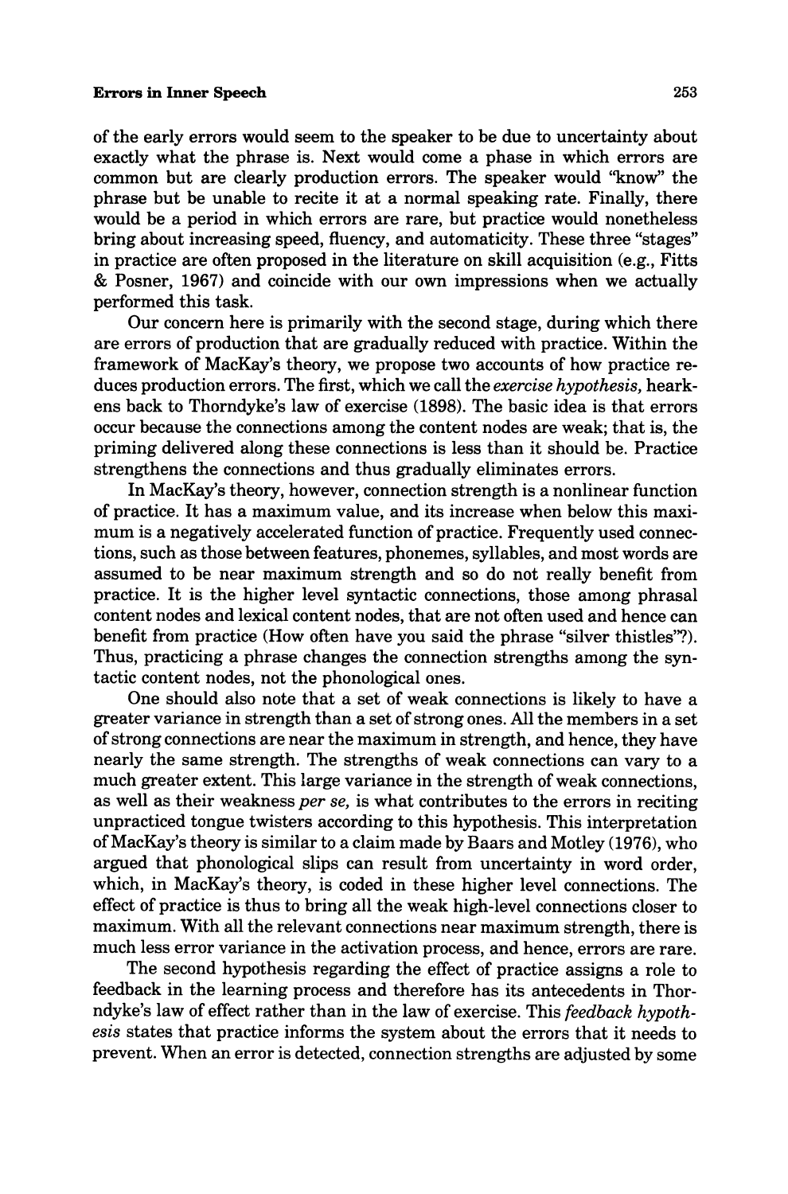of the early errors would seem to the speaker to be due to uncertainty about exactly what the phrase is. Next would come a phase in which errors are common but are clearly production errors. The speaker would "know" the phrase but be unable to recite it at a normal speaking rate. Finally, there would be a period in which errors are rare, but practice would nonetheless bring about increasing speed, fluency, and automaticity. These three "stages" in practice are often proposed in the literature on skill acquisition (e.g., Fitts & Posner, 1967) and coincide with our own impressions when we actually performed this task.

Our concern here is primarily with the second stage, during which there are errors of production that are gradually reduced with practice. Within the framework of MacKay's theory, we propose two accounts of how practice reduces production errors. The first, which we call the *exercise hypothesis,* hearkens back to Thorndyke's law of exercise (1898). The basic idea is that errors occur because the connections among the content nodes are weak; that is, the priming delivered along these connections is less than it should be. Practice strengthens the connections and thus gradually eliminates errors.

In MacKay's theory, however, connection strength is a nonlinear function of practice. It has a maximum value, and its increase when below this maximum is a negatively accelerated function of practice. Frequently used connections, such as those between features, phonemes, syllables, and most words are assumed to be near maximum strength and so do not really benefit from practice. It is the higher level syntactic connections, those among phrasal content nodes and lexical content nodes, that are not often used and hence can benefit from practice (How often have you said the phrase "silver thistles"?). Thus, practicing a phrase changes the connection strengths among the syntactic content nodes, not the phonological ones.

One should also note that a set of weak connections is likely to have a greater variance in strength than a set of strong ones. All the members in a set of strong connections are near the maximum in strength, and hence, they have nearly the same strength. The strengths of weak connections can vary to a much greater extent. This large variance in the strength of weak connections, as well as their weakness *per se,* is what contributes to the errors in reciting unpracticed tongue twisters according to this hypothesis. This interpretation of MacKay's theory is similar to a claim made by Baars and Motley (1976), who argued that phonological slips can result from uncertainty in word order, which, in MacKay's theory, is coded in these higher level connections. The effect of practice is thus to bring all the weak high-level connections closer to maximum. With all the relevant connections near maximum strength, there is much less error variance in the activation process, and hence, errors are rare.

The second hypothesis regarding the effect of practice assigns a role to feedback in the learning process and therefore has its antecedents in Thorndyke's law of effect rather than in the law of exercise. This *feedback hypothesis* states that practice informs the system about the errors that it needs to prevent. When an error is detected, connection strengths are adjusted by some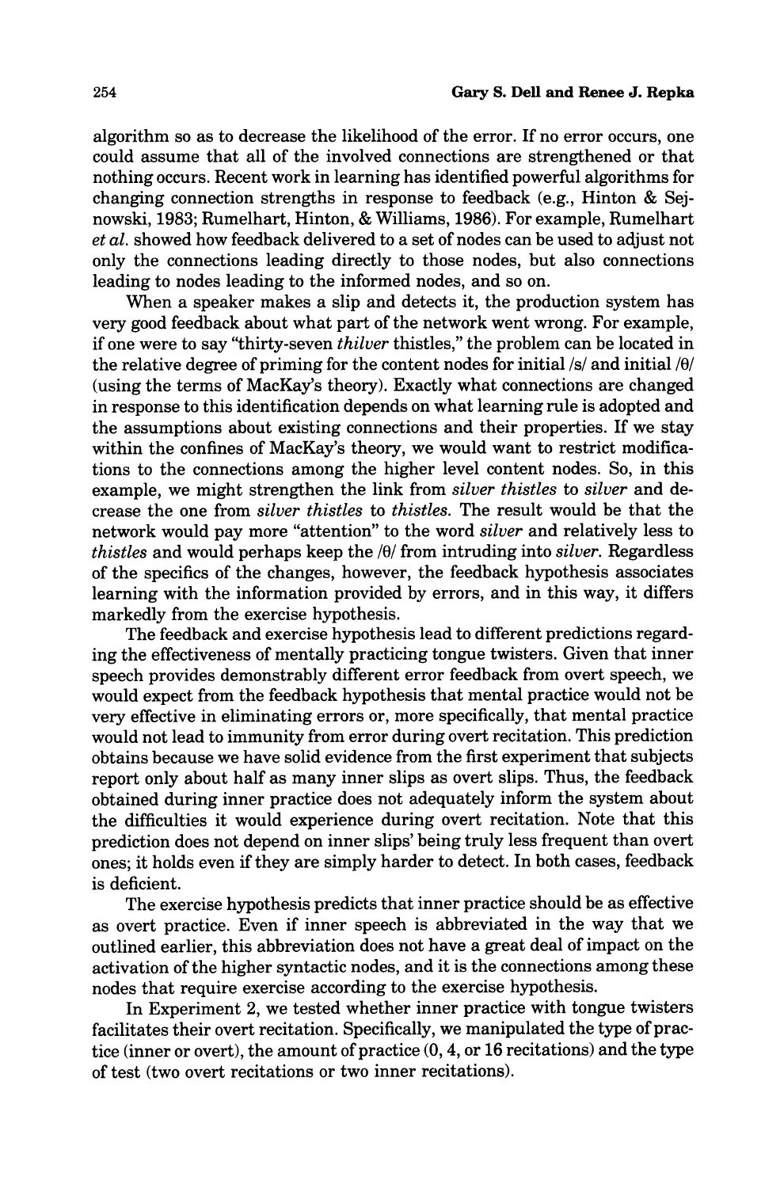algorithm so as to decrease the likelihood of the error. If no error occurs, one could assume that all of the involved connections are strengthened or that nothing occurs. Recent work in learning has identified powerful algorithms for changing connection strengths in response to feedback (e.g., Hinton & Sejnowski, 1983; Rumelhart, Hinton, & Williams, 1986). For example, Rumelhart *et al.* showed how feedback delivered to a set of nodes can be used to adjust not only the connections leading directly to those nodes, but also connections leading to nodes leading to the informed nodes, and so on.

When a speaker makes a slip and detects it, the production system has very good feedback about what part of the network went wrong. For example, if one were to say "thirty-seven *thilver* thistles," the problem can be located in the relative degree of priming for the content nodes for initial /s/ and initial /θ/ (using the terms of MacKay's theory). Exactly what connections are changed in response to this identification depends on what learning rule is adopted and the assumptions about existing connections and their properties. If we stay within the confines of MacKay's theory, we would want to restrict modifications to the connections among the higher level content nodes. So, in this example, we might strengthen the link from *silver thistles* to *silver* and decrease the one from *silver thistles* to *thistles.* The result would be that the network would pay more "attention" to the word *silver* and relatively less to *thistles* and would perhaps keep the /θ/ from intruding into *silver.* Regardless of the specifics of the changes, however, the feedback hypothesis associates learning with the information provided by errors, and in this way, it differs markedly from the exercise hypothesis.

The feedback and exercise hypothesis lead to different predictions regarding the effectiveness of mentally practicing tongue twisters. Given that inner speech provides demonstrably different error feedback from overt speech, we would expect from the feedback hypothesis that mental practice would not be very effective in eliminating errors or, more specifically, that mental practice would not lead to immunity from error during overt recitation. This prediction obtains because we have solid evidence from the first experiment that subjects report only about half as many inner slips as overt slips. Thus, the feedback obtained during inner practice does not adequately inform the system about the difficulties it would experience during overt recitation. Note that this prediction does not depend on inner slips' being truly less frequent than overt ones; it holds even if they are simply harder to detect. In both cases, feedback is deficient.

The exercise hypothesis predicts that inner practice should be as effective as overt practice. Even if inner speech is abbreviated in the way that we outlined earlier, this abbreviation does not have a great deal of impact on the activation of the higher syntactic nodes, and it is the connections among these nodes that require exercise according to the exercise hypothesis.

In Experiment 2, we tested whether inner practice with tongue twisters facilitates their overt recitation. Specifically, we manipulated the type of practice (inner or overt), the amount of practice (0, 4, or 16 recitations) and the type of test (two overt recitations or two inner recitations).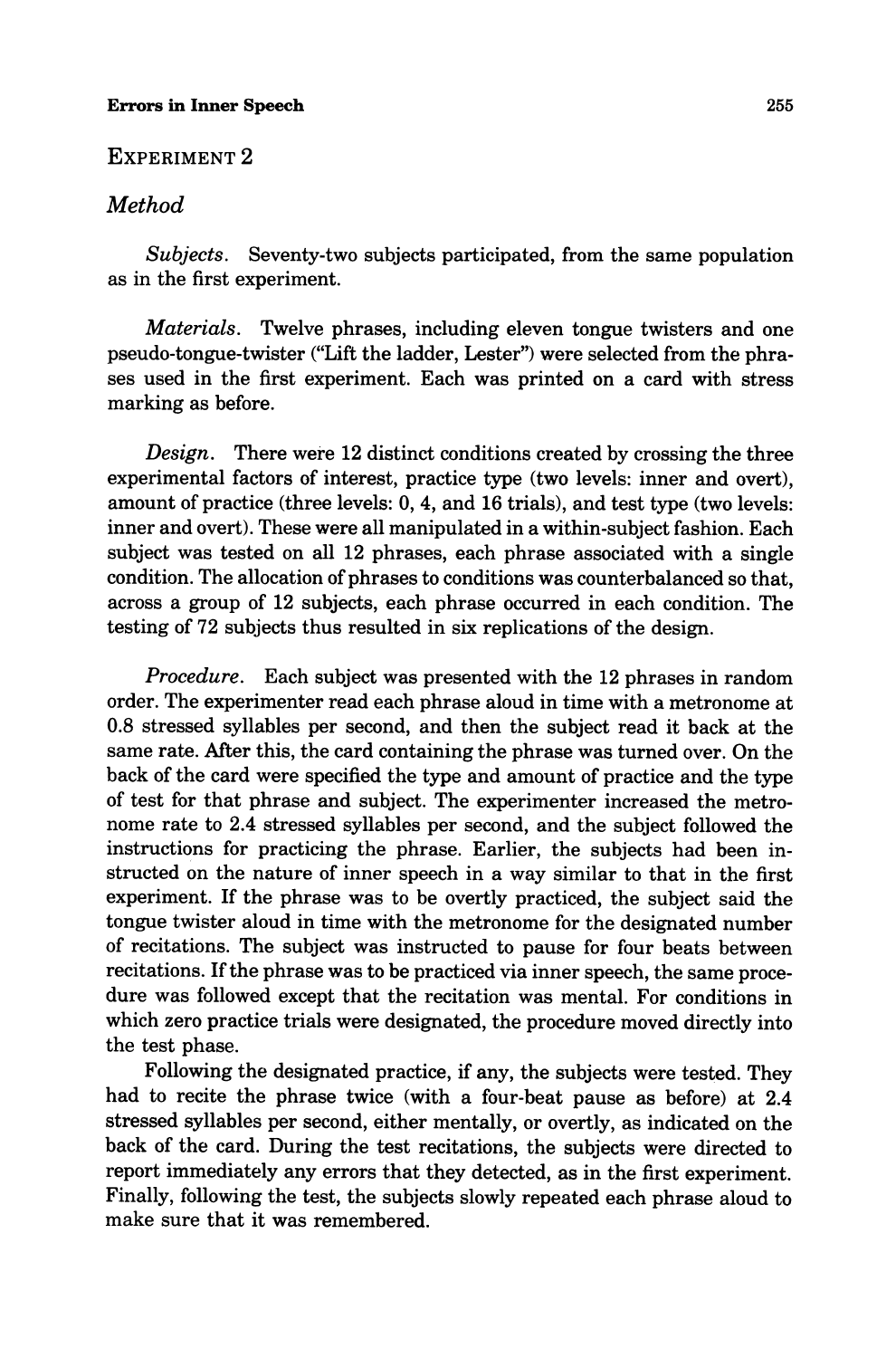## EXPERIMENT 2

### *Method*

*Subjects.* Seventy-two subjects participated, from the same population as in the first experiment.

*Materials.* Twelve phrases, including eleven tongue twisters and one pseudo-tongue-twister ("Lift the ladder, Lester") were selected from the phrases used in the first experiment. Each was printed on a card with stress marking as before.

*Design.* There were 12 distinct conditions created by crossing the three experimental factors of interest, practice type (two levels: inner and overt), amount of practice (three levels: 0, 4, and 16 trials), and test type (two levels: inner and overt). These were all manipulated in a within-subject fashion. Each subject was tested on all 12 phrases, each phrase associated with a single condition. The allocation of phrases to conditions was counterbalanced so that, across a group of 12 subjects, each phrase occurred in each condition. The testing of 72 subjects thus resulted in six replications of the design.

*Procedure.* Each subject was presented with the 12 phrases in random order. The experimenter read each phrase aloud in time with a metronome at 0.8 stressed syllables per second, and then the subject read it back at the same rate. After this, the card containing the phrase was turned over. On the back of the card were specified the type and amount of practice and the type of test for that phrase and subject. The experimenter increased the metronome rate to 2.4 stressed syllables per second, and the subject followed the instructions for practicing the phrase. Earlier, the subjects had been instructed on the nature of inner speech in a way similar to that in the first experiment. If the phrase was to be overtly practiced, the subject said the tongue twister aloud in time with the metronome for the designated number of recitations. The subject was instructed to pause for four beats between recitations. If the phrase was to be practiced via inner speech, the same procedure was followed except that the recitation was mental. For conditions in which zero practice trials were designated, the procedure moved directly into the test phase.

Following the designated practice, if any, the subjects were tested. They had to recite the phrase twice (with a four-beat pause as before) at 2.4 stressed syllables per second, either mentally, or overtly, as indicated on the back of the card. During the test recitations, the subjects were directed to report immediately any errors that they detected, as in the first experiment. Finally, following the test, the subjects slowly repeated each phrase aloud to make sure that it was remembered.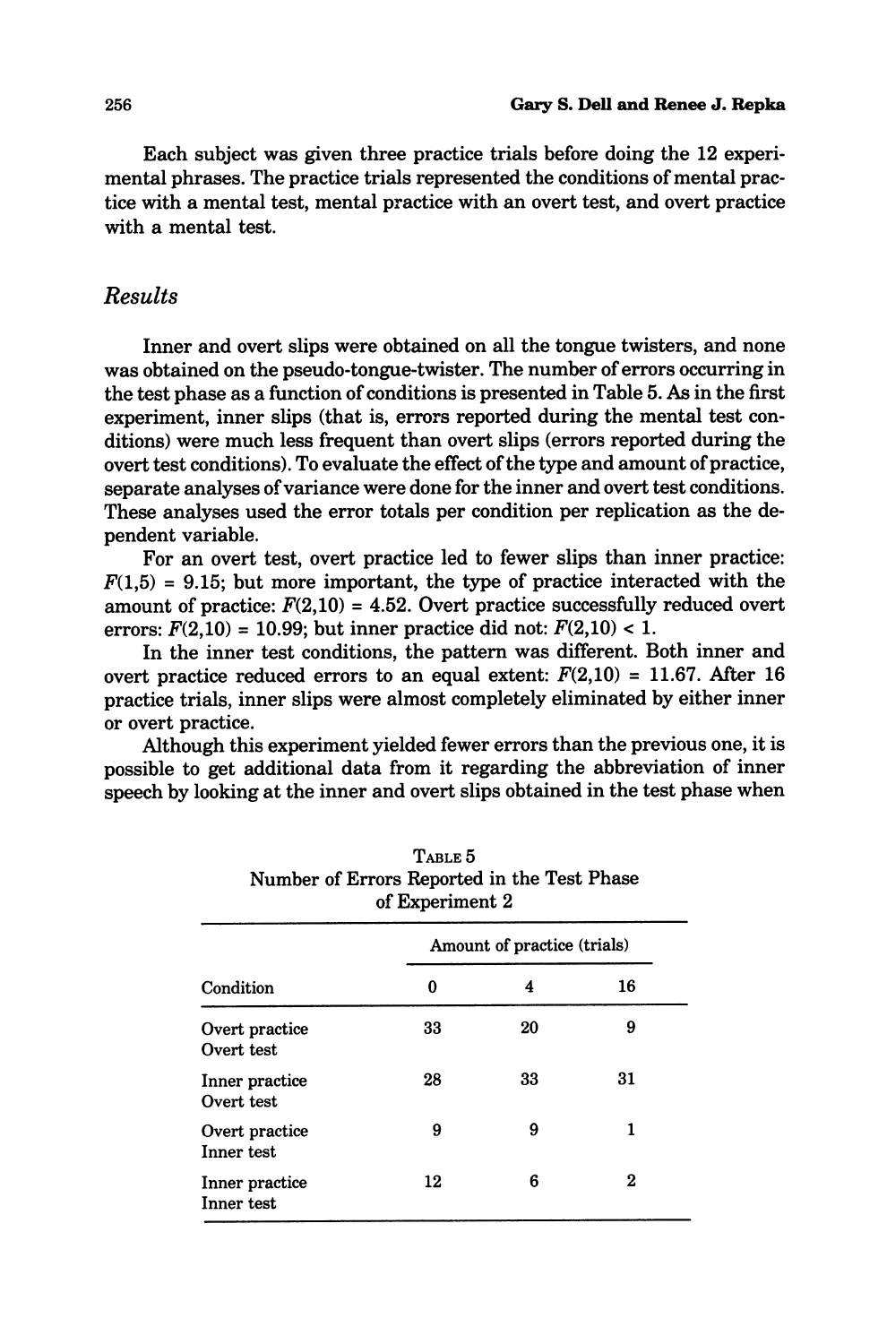Each subject was given three practice trials before doing the 12 experimental phrases. The practice trials represented the conditions of mental practice with a mental test, mental practice with an overt test, and overt practice with a mental test.

## *Results*

Inner and overt slips were obtained on all the tongue twisters, and none was obtained on the pseudo-tongue-twister. The number of errors occurring in the test phase as a function of conditions is presented in Table 5. As in the first experiment, inner slips (that is, errors reported during the mental test conditions) were much less frequent than overt slips (errors reported during the overt test conditions). To evaluate the effect of the type and amount of practice, separate analyses of variance were done for the inner and overt test conditions. These analyses used the error totals per condition per replication as the dependent variable.

For an overt test, overt practice led to fewer slips than inner practice: $F(1,5) = 9.15$; but more important, the type of practice interacted with the amount of practice: $F(2,10) = 4.52$. Overt practice successfully reduced overt errors: $F(2,10) = 10.99$; but inner practice did not: $F(2,10) < 1$.

In the inner test conditions, the pattern was different. Both inner and overt practice reduced errors to an equal extent: $F(2,10) = 11.67$. After 16 practice trials, inner slips were almost completely eliminated by either inner or overt practice.

Although this experiment yielded fewer errors than the previous one, it is possible to get additional data from it regarding the abbreviation of inner speech by looking at the inner and overt slips obtained in the test phase when

TABLE 5
Number of Errors Reported in the Test Phase of Experiment 2

| | Amount of practice (trials) | | |
|---|---|---|---|
| Condition | 0 | 4 | 16 |
| Overt practice Overt test | 33 | 20 | 9 |
| Inner practice Overt test | 28 | 33 | 31 |
| Overt practice Inner test | 9 | 9 | 1 |
| Inner practice Inner test | 12 | 6 | 2 |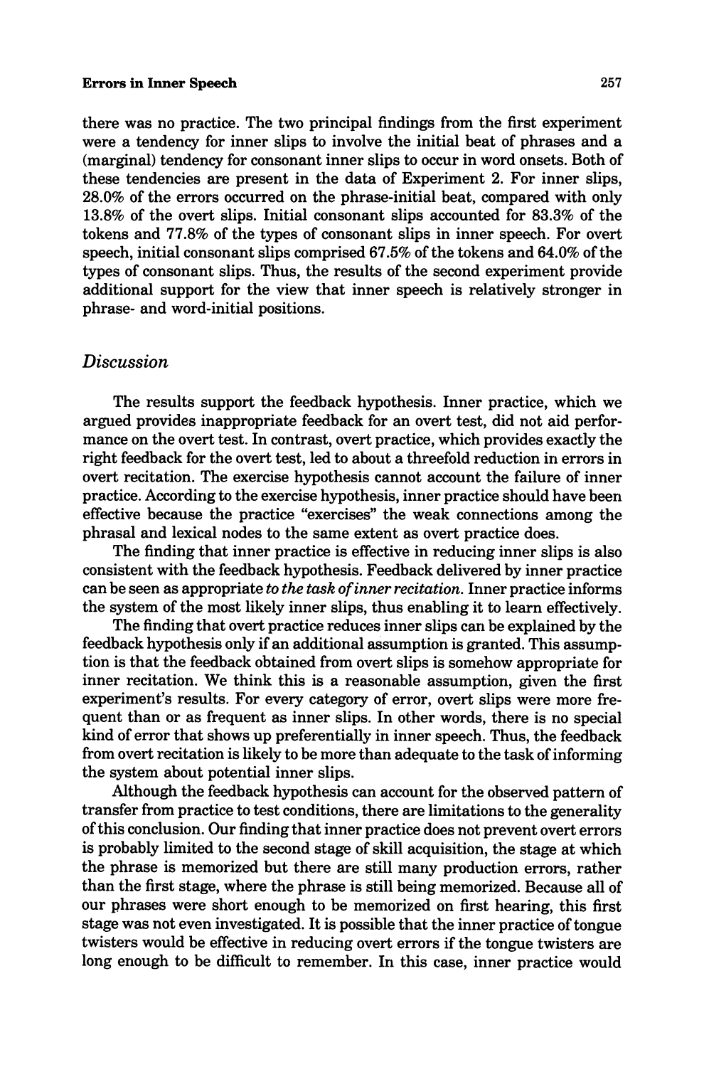there was no practice. The two principal findings from the first experiment were a tendency for inner slips to involve the initial beat of phrases and a (marginal) tendency for consonant inner slips to occur in word onsets. Both of these tendencies are present in the data of Experiment 2. For inner slips, 28.0% of the errors occurred on the phrase-initial beat, compared with only 13.8% of the overt slips. Initial consonant slips accounted for 83.3% of the tokens and 77.8% of the types of consonant slips in inner speech. For overt speech, initial consonant slips comprised 67.5% of the tokens and 64.0% of the types of consonant slips. Thus, the results of the second experiment provide additional support for the view that inner speech is relatively stronger in phrase- and word-initial positions.

## *Discussion*

The results support the feedback hypothesis. Inner practice, which we argued provides inappropriate feedback for an overt test, did not aid performance on the overt test. In contrast, overt practice, which provides exactly the right feedback for the overt test, led to about a threefold reduction in errors in overt recitation. The exercise hypothesis cannot account the failure of inner practice. According to the exercise hypothesis, inner practice should have been effective because the practice "exercises" the weak connections among the phrasal and lexical nodes to the same extent as overt practice does.

The finding that inner practice is effective in reducing inner slips is also consistent with the feedback hypothesis. Feedback delivered by inner practice can be seen as appropriate *to the task of inner recitation.* Inner practice informs the system of the most likely inner slips, thus enabling it to learn effectively.

The finding that overt practice reduces inner slips can be explained by the feedback hypothesis only if an additional assumption is granted. This assumption is that the feedback obtained from overt slips is somehow appropriate for inner recitation. We think this is a reasonable assumption, given the first experiment's results. For every category of error, overt slips were more frequent than or as frequent as inner slips. In other words, there is no special kind of error that shows up preferentially in inner speech. Thus, the feedback from overt recitation is likely to be more than adequate to the task of informing the system about potential inner slips.

Although the feedback hypothesis can account for the observed pattern of transfer from practice to test conditions, there are limitations to the generality of this conclusion. Our finding that inner practice does not prevent overt errors is probably limited to the second stage of skill acquisition, the stage at which the phrase is memorized but there are still many production errors, rather than the first stage, where the phrase is still being memorized. Because all of our phrases were short enough to be memorized on first hearing, this first stage was not even investigated. It is possible that the inner practice of tongue twisters would be effective in reducing overt errors if the tongue twisters are long enough to be difficult to remember. In this case, inner practice would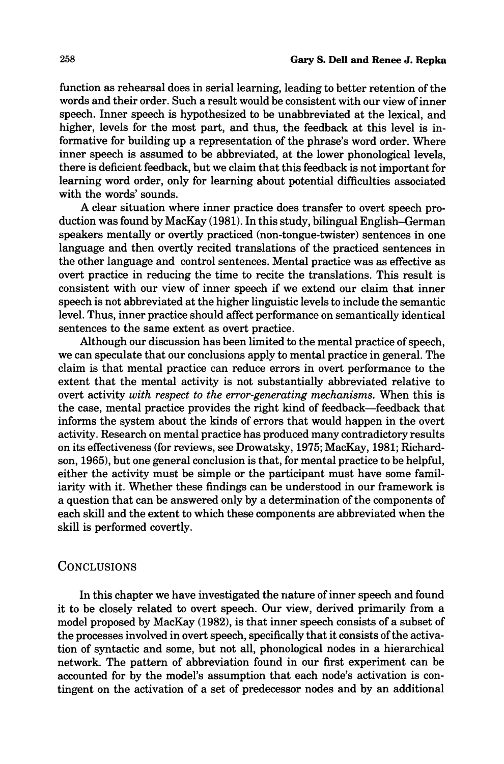function as rehearsal does in serial learning, leading to better retention of the words and their order. Such a result would be consistent with our view of inner speech. Inner speech is hypothesized to be unabbreviated at the lexical, and higher, levels for the most part, and thus, the feedback at this level is informative for building up a representation of the phrase's word order. Where inner speech is assumed to be abbreviated, at the lower phonological levels, there is deficient feedback, but we claim that this feedback is not important for learning word order, only for learning about potential difficulties associated with the words' sounds.

A clear situation where inner practice does transfer to overt speech production was found by MacKay (1981). In this study, bilingual English–German speakers mentally or overtly practiced (non-tongue-twister) sentences in one language and then overtly recited translations of the practiced sentences in the other language and control sentences. Mental practice was as effective as overt practice in reducing the time to recite the translations. This result is consistent with our view of inner speech if we extend our claim that inner speech is not abbreviated at the higher linguistic levels to include the semantic level. Thus, inner practice should affect performance on semantically identical sentences to the same extent as overt practice.

Although our discussion has been limited to the mental practice of speech, we can speculate that our conclusions apply to mental practice in general. The claim is that mental practice can reduce errors in overt performance to the extent that the mental activity is not substantially abbreviated relative to overt activity *with respect to the error-generating mechanisms*. When this is the case, mental practice provides the right kind of feedback—feedback that informs the system about the kinds of errors that would happen in the overt activity. Research on mental practice has produced many contradictory results on its effectiveness (for reviews, see Drowatsky, 1975; MacKay, 1981; Richardson, 1965), but one general conclusion is that, for mental practice to be helpful, either the activity must be simple or the participant must have some familiarity with it. Whether these findings can be understood in our framework is a question that can be answered only by a determination of the components of each skill and the extent to which these components are abbreviated when the skill is performed covertly.

## Conclusions

In this chapter we have investigated the nature of inner speech and found it to be closely related to overt speech. Our view, derived primarily from a model proposed by MacKay (1982), is that inner speech consists of a subset of the processes involved in overt speech, specifically that it consists of the activation of syntactic and some, but not all, phonological nodes in a hierarchical network. The pattern of abbreviation found in our first experiment can be accounted for by the model's assumption that each node's activation is contingent on the activation of a set of predecessor nodes and by an additional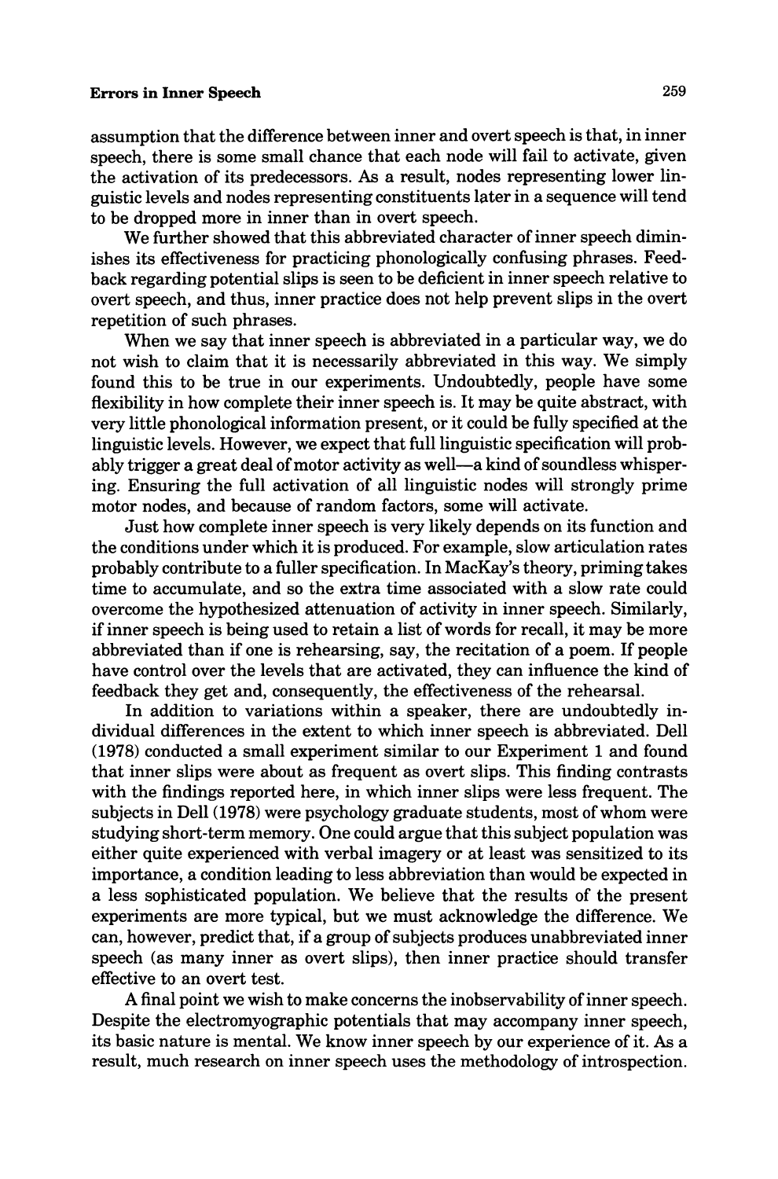assumption that the difference between inner and overt speech is that, in inner speech, there is some small chance that each node will fail to activate, given the activation of its predecessors. As a result, nodes representing lower linguistic levels and nodes representing constituents later in a sequence will tend to be dropped more in inner than in overt speech.

We further showed that this abbreviated character of inner speech diminishes its effectiveness for practicing phonologically confusing phrases. Feedback regarding potential slips is seen to be deficient in inner speech relative to overt speech, and thus, inner practice does not help prevent slips in the overt repetition of such phrases.

When we say that inner speech is abbreviated in a particular way, we do not wish to claim that it is necessarily abbreviated in this way. We simply found this to be true in our experiments. Undoubtedly, people have some flexibility in how complete their inner speech is. It may be quite abstract, with very little phonological information present, or it could be fully specified at the linguistic levels. However, we expect that full linguistic specification will probably trigger a great deal of motor activity as well—a kind of soundless whispering. Ensuring the full activation of all linguistic nodes will strongly prime motor nodes, and because of random factors, some will activate.

Just how complete inner speech is very likely depends on its function and the conditions under which it is produced. For example, slow articulation rates probably contribute to a fuller specification. In MacKay's theory, priming takes time to accumulate, and so the extra time associated with a slow rate could overcome the hypothesized attenuation of activity in inner speech. Similarly, if inner speech is being used to retain a list of words for recall, it may be more abbreviated than if one is rehearsing, say, the recitation of a poem. If people have control over the levels that are activated, they can influence the kind of feedback they get and, consequently, the effectiveness of the rehearsal.

In addition to variations within a speaker, there are undoubtedly individual differences in the extent to which inner speech is abbreviated. Dell (1978) conducted a small experiment similar to our Experiment 1 and found that inner slips were about as frequent as overt slips. This finding contrasts with the findings reported here, in which inner slips were less frequent. The subjects in Dell (1978) were psychology graduate students, most of whom were studying short-term memory. One could argue that this subject population was either quite experienced with verbal imagery or at least was sensitized to its importance, a condition leading to less abbreviation than would be expected in a less sophisticated population. We believe that the results of the present experiments are more typical, but we must acknowledge the difference. We can, however, predict that, if a group of subjects produces unabbreviated inner speech (as many inner as overt slips), then inner practice should transfer effective to an overt test.

A final point we wish to make concerns the inobservability of inner speech. Despite the electromyographic potentials that may accompany inner speech, its basic nature is mental. We know inner speech by our experience of it. As a result, much research on inner speech uses the methodology of introspection.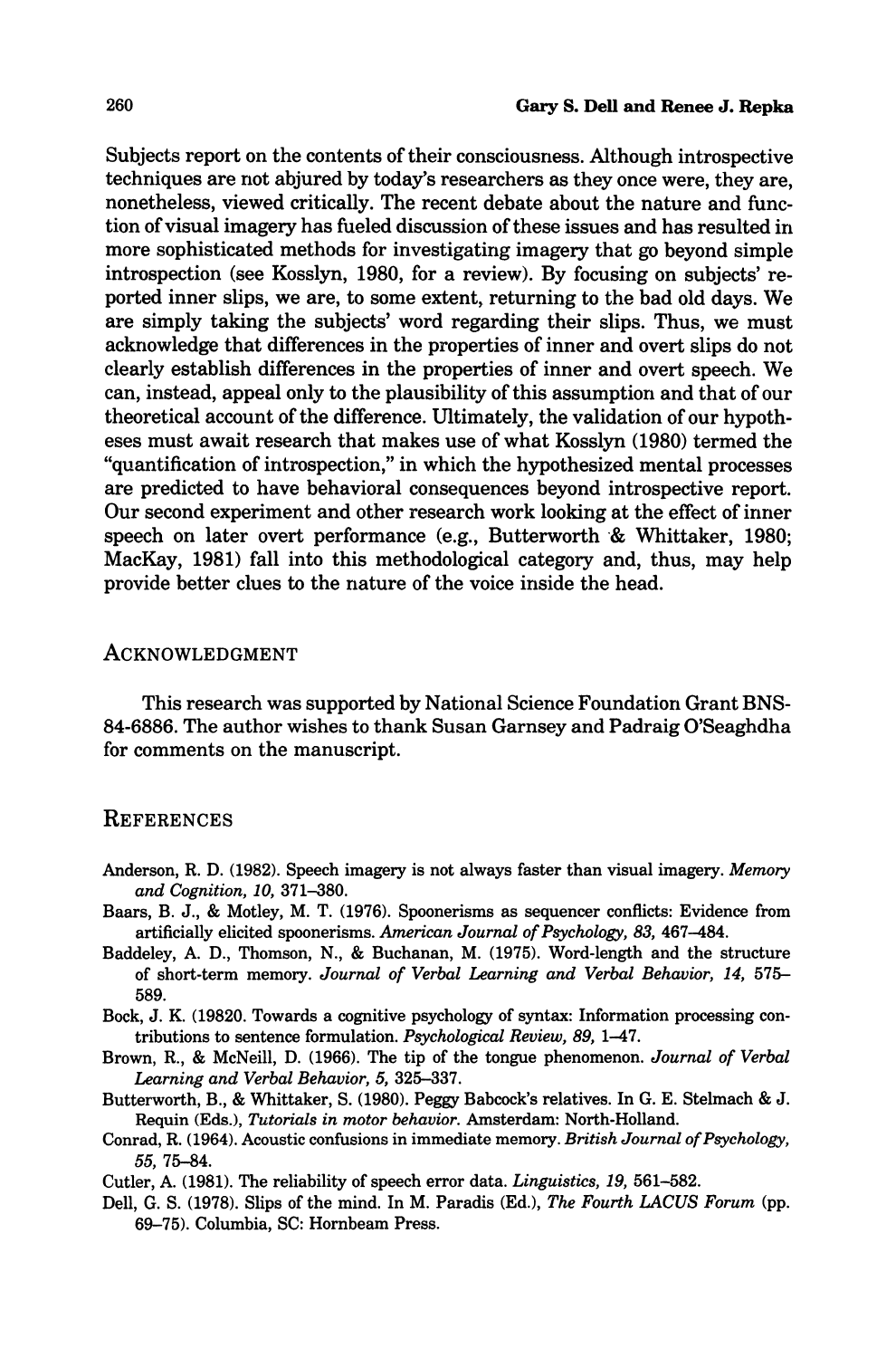Subjects report on the contents of their consciousness. Although introspective techniques are not abjured by today's researchers as they once were, they are, nonetheless, viewed critically. The recent debate about the nature and function of visual imagery has fueled discussion of these issues and has resulted in more sophisticated methods for investigating imagery that go beyond simple introspection (see Kosslyn, 1980, for a review). By focusing on subjects' reported inner slips, we are, to some extent, returning to the bad old days. We are simply taking the subjects' word regarding their slips. Thus, we must acknowledge that differences in the properties of inner and overt slips do not clearly establish differences in the properties of inner and overt speech. We can, instead, appeal only to the plausibility of this assumption and that of our theoretical account of the difference. Ultimately, the validation of our hypotheses must await research that makes use of what Kosslyn (1980) termed the "quantification of introspection," in which the hypothesized mental processes are predicted to have behavioral consequences beyond introspective report. Our second experiment and other research work looking at the effect of inner speech on later overt performance (e.g., Butterworth & Whittaker, 1980; MacKay, 1981) fall into this methodological category and, thus, may help provide better clues to the nature of the voice inside the head.

## Acknowledgment

This research was supported by National Science Foundation Grant BNS-84-6886. The author wishes to thank Susan Garnsey and Padraig O'Seaghdha for comments on the manuscript.

## References

Anderson, R. D. (1982). Speech imagery is not always faster than visual imagery. *Memory and Cognition, 10,* 371–380.

Baars, B. J., & Motley, M. T. (1976). Spoonerisms as sequencer conflicts: Evidence from artificially elicited spoonerisms. *American Journal of Psychology, 83,* 467–484.

Baddeley, A. D., Thomson, N., & Buchanan, M. (1975). Word-length and the structure of short-term memory. *Journal of Verbal Learning and Verbal Behavior, 14,* 575–589.

Bock, J. K. (19820. Towards a cognitive psychology of syntax: Information processing contributions to sentence formulation. *Psychological Review, 89,* 1–47.

Brown, R., & McNeill, D. (1966). The tip of the tongue phenomenon. *Journal of Verbal Learning and Verbal Behavior, 5,* 325–337.

Butterworth, B., & Whittaker, S. (1980). Peggy Babcock's relatives. In G. E. Stelmach & J. Requin (Eds.), *Tutorials in motor behavior.* Amsterdam: North-Holland.

Conrad, R. (1964). Acoustic confusions in immediate memory. *British Journal of Psychology, 55,* 75–84.

Cutler, A. (1981). The reliability of speech error data. *Linguistics, 19,* 561–582.

Dell, G. S. (1978). Slips of the mind. In M. Paradis (Ed.), *The Fourth LACUS Forum* (pp. 69–75). Columbia, SC: Hornbeam Press.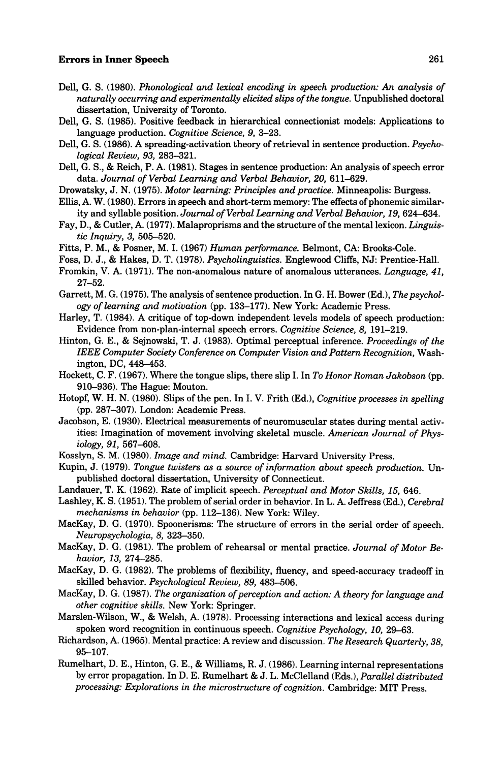Dell, G. S. (1980). *Phonological and lexical encoding in speech production: An analysis of naturally occurring and experimentally elicited slips of the tongue.* Unpublished doctoral dissertation, University of Toronto.

Dell, G. S. (1985). Positive feedback in hierarchical connectionist models: Applications to language production. *Cognitive Science, 9,* 3–23.

Dell, G. S. (1986). A spreading-activation theory of retrieval in sentence production. *Psychological Review, 93,* 283–321.

Dell, G. S., & Reich, P. A. (1981). Stages in sentence production: An analysis of speech error data. *Journal of Verbal Learning and Verbal Behavior, 20,* 611–629.

Drowatsky, J. N. (1975). *Motor learning: Principles and practice.* Minneapolis: Burgess.

Ellis, A. W. (1980). Errors in speech and short-term memory: The effects of phonemic similarity and syllable position. *Journal of Verbal Learning and Verbal Behavior, 19,* 624–634.

Fay, D., & Cutler, A. (1977). Malapropisms and the structure of the mental lexicon. *Linguistic Inquiry, 3,* 505–520.

Fitts, P. M., & Posner, M. I. (1967) *Human performance.* Belmont, CA: Brooks-Cole.

Foss, D. J., & Hakes, D. T. (1978). *Psycholinguistics.* Englewood Cliffs, NJ: Prentice-Hall.

Fromkin, V. A. (1971). The non-anomalous nature of anomalous utterances. *Language, 41,* 27–52.

Garrett, M. G. (1975). The analysis of sentence production. In G. H. Bower (Ed.), *The psychology of learning and motivation* (pp. 133–177). New York: Academic Press.

Harley, T. (1984). A critique of top-down independent levels models of speech production: Evidence from non-plan-internal speech errors. *Cognitive Science, 8,* 191–219.

Hinton, G. E., & Sejnowski, T. J. (1983). Optimal perceptual inference. *Proceedings of the IEEE Computer Society Conference on Computer Vision and Pattern Recognition,* Washington, DC, 448–453.

Hockett, C. F. (1967). Where the tongue slips, there slip I. In *To Honor Roman Jakobson* (pp. 910–936). The Hague: Mouton.

Hotopf, W. H. N. (1980). Slips of the pen. In I. V. Frith (Ed.), *Cognitive processes in spelling* (pp. 287–307). London: Academic Press.

Jacobson, E. (1930). Electrical measurements of neuromuscular states during mental activities: Imagination of movement involving skeletal muscle. *American Journal of Physiology, 91,* 567–608.

Kosslyn, S. M. (1980). *Image and mind.* Cambridge: Harvard University Press.

Kupin, J. (1979). *Tongue twisters as a source of information about speech production.* Unpublished doctoral dissertation, University of Connecticut.

Landauer, T. K. (1962). Rate of implicit speech. *Perceptual and Motor Skills, 15,* 646.

Lashley, K. S. (1951). The problem of serial order in behavior. In L. A. Jeffress (Ed.), *Cerebral mechanisms in behavior* (pp. 112–136). New York: Wiley.

MacKay, D. G. (1970). Spoonerisms: The structure of errors in the serial order of speech. *Neuropsychologia, 8,* 323–350.

MacKay, D. G. (1981). The problem of rehearsal or mental practice. *Journal of Motor Behavior, 13,* 274–285.

MacKay, D. G. (1982). The problems of flexibility, fluency, and speed-accuracy tradeoff in skilled behavior. *Psychological Review, 89,* 483–506.

MacKay, D. G. (1987). *The organization of perception and action: A theory for language and other cognitive skills.* New York: Springer.

Marslen-Wilson, W., & Welsh, A. (1978). Processing interactions and lexical access during spoken word recognition in continuous speech. *Cognitive Psychology, 10,* 29–63.

Richardson, A. (1965). Mental practice: A review and discussion. *The Research Quarterly, 38,* 95–107.

Rumelhart, D. E., Hinton, G. E., & Williams, R. J. (1986). Learning internal representations by error propagation. In D. E. Rumelhart & J. L. McClelland (Eds.), *Parallel distributed processing: Explorations in the microstructure of cognition.* Cambridge: MIT Press.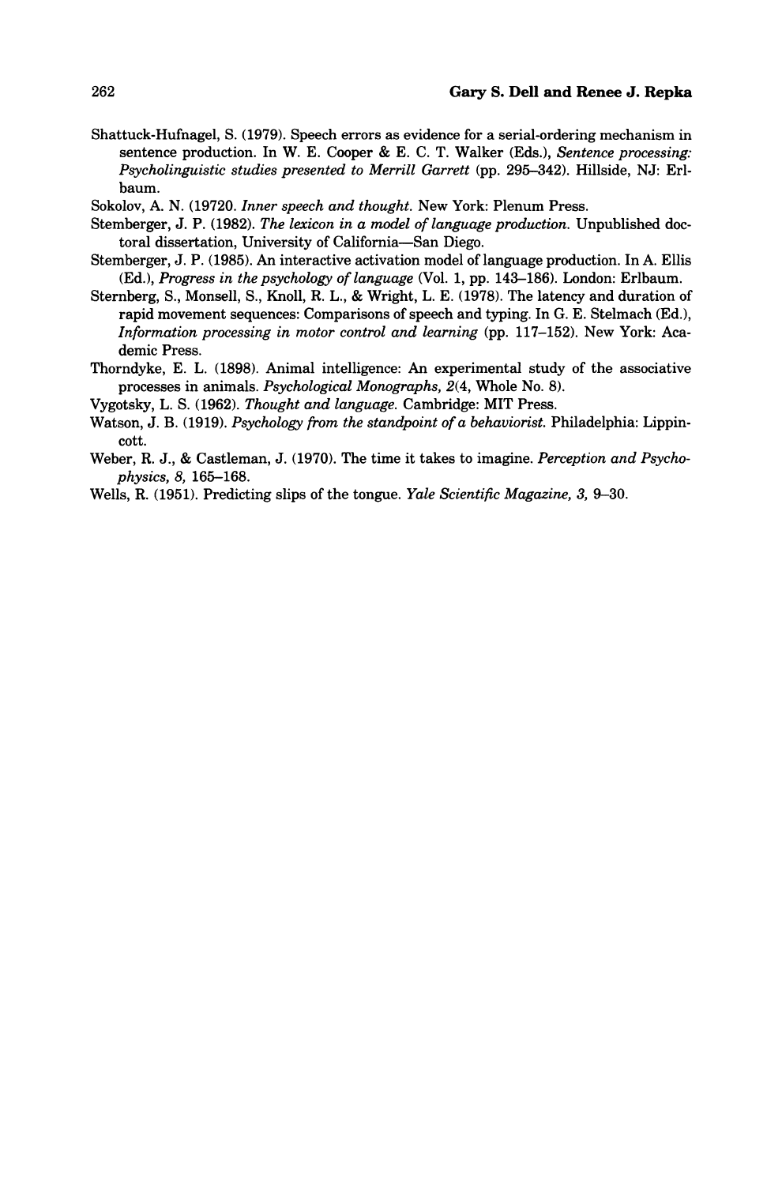Shattuck-Hufnagel, S. (1979). Speech errors as evidence for a serial-ordering mechanism in sentence production. In W. E. Cooper & E. C. T. Walker (Eds.), *Sentence processing: Psycholinguistic studies presented to Merrill Garrett* (pp. 295–342). Hillside, NJ: Erlbaum.

Sokolov, A. N. (19720. *Inner speech and thought.* New York: Plenum Press.

Stemberger, J. P. (1982). *The lexicon in a model of language production.* Unpublished doctoral dissertation, University of California—San Diego.

Stemberger, J. P. (1985). An interactive activation model of language production. In A. Ellis (Ed.), *Progress in the psychology of language* (Vol. 1, pp. 143–186). London: Erlbaum.

Sternberg, S., Monsell, S., Knoll, R. L., & Wright, L. E. (1978). The latency and duration of rapid movement sequences: Comparisons of speech and typing. In G. E. Stelmach (Ed.), *Information processing in motor control and learning* (pp. 117–152). New York: Academic Press.

Thorndyke, E. L. (1898). Animal intelligence: An experimental study of the associative processes in animals. *Psychological Monographs, 2*(4, Whole No. 8).

Vygotsky, L. S. (1962). *Thought and language.* Cambridge: MIT Press.

Watson, J. B. (1919). *Psychology from the standpoint of a behaviorist.* Philadelphia: Lippincott.

Weber, R. J., & Castleman, J. (1970). The time it takes to imagine. *Perception and Psychophysics, 8,* 165–168.

Wells, R. (1951). Predicting slips of the tongue. *Yale Scientific Magazine, 3,* 9–30.